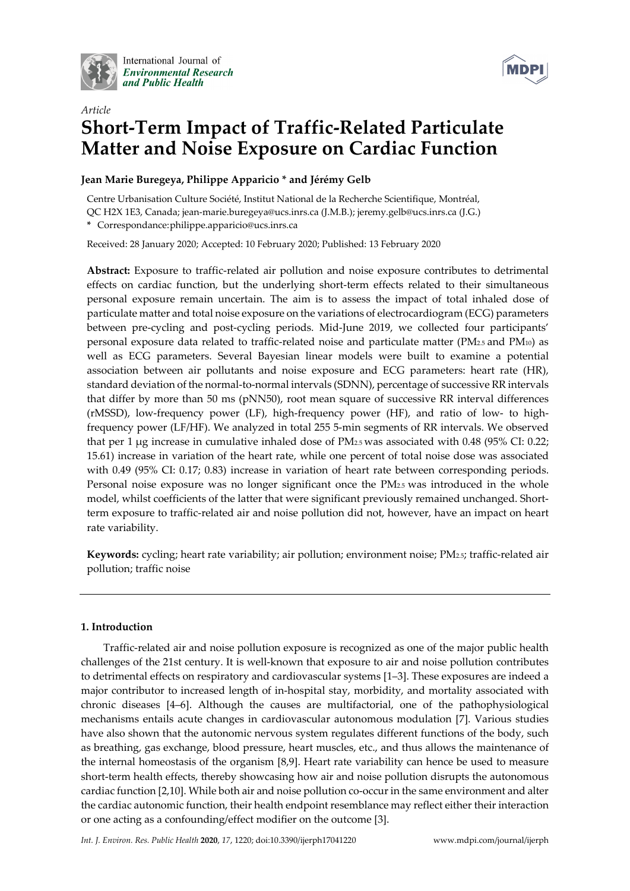*Article*

# Short-Term Impact of Traffic-Related Particulate Matter and Noise Exposure on Cardiac Function

**Jean Marie Buregeya, Philippe Apparicio * and Jérémy Gelb**

Centre Urbanisation Culture Société, Institut National de la Recherche Scientifique, Montréal, QC H2X 1E3, Canada; jean-marie.buregeya@ucs.inrs.ca (J.M.B.); jeremy.gelb@ucs.inrs.ca (J.G.)

* Correspondance:philippe.apparicio@ucs.inrs.ca

Received: 28 January 2020; Accepted: 10 February 2020; Published: 13 February 2020

**Abstract:** Exposure to traffic-related air pollution and noise exposure contributes to detrimental effects on cardiac function, but the underlying short-term effects related to their simultaneous personal exposure remain uncertain. The aim is to assess the impact of total inhaled dose of particulate matter and total noise exposure on the variations of electrocardiogram (ECG) parameters between pre-cycling and post-cycling periods. Mid-June 2019, we collected four participants' personal exposure data related to traffic-related noise and particulate matter ($PM_{2.5}$ and $PM_{10}$) as well as ECG parameters. Several Bayesian linear models were built to examine a potential association between air pollutants and noise exposure and ECG parameters: heart rate (HR), standard deviation of the normal-to-normal intervals (SDNN), percentage of successive RR intervals that differ by more than 50 ms (pNN50), root mean square of successive RR interval differences (rMSSD), low-frequency power (LF), high-frequency power (HF), and ratio of low- to high-frequency power (LF/HF). We analyzed in total 255 5-min segments of RR intervals. We observed that per 1 μg increase in cumulative inhaled dose of $PM_{2.5}$ was associated with 0.48 (95% CI: 0.22; 15.61) increase in variation of the heart rate, while one percent of total noise dose was associated with 0.49 (95% CI: 0.17; 0.83) increase in variation of heart rate between corresponding periods. Personal noise exposure was no longer significant once the $PM_{2.5}$ was introduced in the whole model, whilst coefficients of the latter that were significant previously remained unchanged. Short-term exposure to traffic-related air and noise pollution did not, however, have an impact on heart rate variability.

**Keywords:** cycling; heart rate variability; air pollution; environment noise; $PM_{2.5}$; traffic-related air pollution; traffic noise

## 1. Introduction

Traffic-related air and noise pollution exposure is recognized as one of the major public health challenges of the 21st century. It is well-known that exposure to air and noise pollution contributes to detrimental effects on respiratory and cardiovascular systems [1–3]. These exposures are indeed a major contributor to increased length of in-hospital stay, morbidity, and mortality associated with chronic diseases [4–6]. Although the causes are multifactorial, one of the pathophysiological mechanisms entails acute changes in cardiovascular autonomous modulation [7]. Various studies have also shown that the autonomic nervous system regulates different functions of the body, such as breathing, gas exchange, blood pressure, heart muscles, etc., and thus allows the maintenance of the internal homeostasis of the organism [8,9]. Heart rate variability can hence be used to measure short-term health effects, thereby showcasing how air and noise pollution disrupts the autonomous cardiac function [2,10]. While both air and noise pollution co-occur in the same environment and alter the cardiac autonomic function, their health endpoint resemblance may reflect either their interaction or one acting as a confounding/effect modifier on the outcome [3].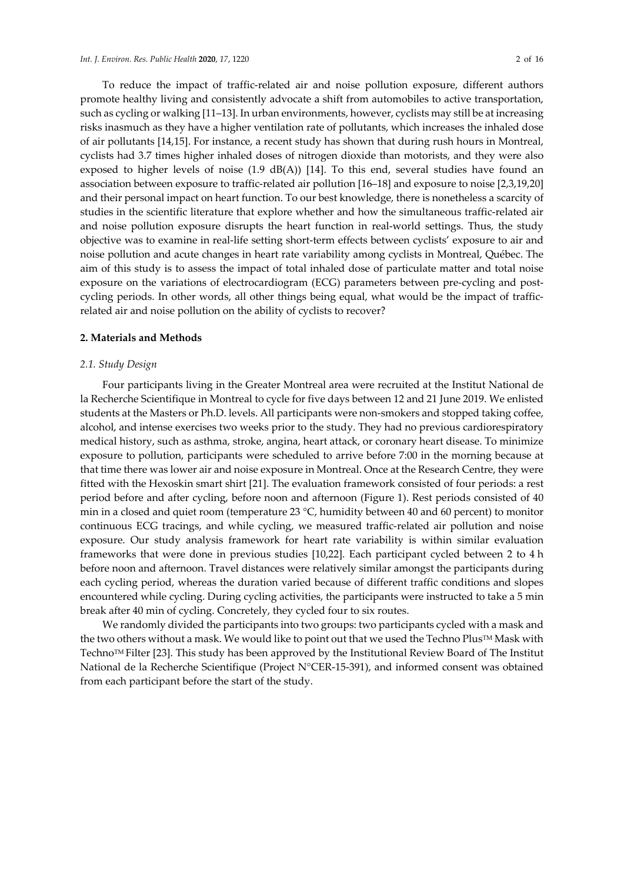To reduce the impact of traffic-related air and noise pollution exposure, different authors promote healthy living and consistently advocate a shift from automobiles to active transportation, such as cycling or walking [11–13]. In urban environments, however, cyclists may still be at increasing risks inasmuch as they have a higher ventilation rate of pollutants, which increases the inhaled dose of air pollutants [14,15]. For instance, a recent study has shown that during rush hours in Montreal, cyclists had 3.7 times higher inhaled doses of nitrogen dioxide than motorists, and they were also exposed to higher levels of noise (1.9 dB(A)) [14]. To this end, several studies have found an association between exposure to traffic-related air pollution [16–18] and exposure to noise [2,3,19,20] and their personal impact on heart function. To our best knowledge, there is nonetheless a scarcity of studies in the scientific literature that explore whether and how the simultaneous traffic-related air and noise pollution exposure disrupts the heart function in real-world settings. Thus, the study objective was to examine in real-life setting short-term effects between cyclists' exposure to air and noise pollution and acute changes in heart rate variability among cyclists in Montreal, Québec. The aim of this study is to assess the impact of total inhaled dose of particulate matter and total noise exposure on the variations of electrocardiogram (ECG) parameters between pre-cycling and post-cycling periods. In other words, all other things being equal, what would be the impact of traffic-related air and noise pollution on the ability of cyclists to recover?

## 2. Materials and Methods

### *2.1. Study Design*

Four participants living in the Greater Montreal area were recruited at the Institut National de la Recherche Scientifique in Montreal to cycle for five days between 12 and 21 June 2019. We enlisted students at the Masters or Ph.D. levels. All participants were non-smokers and stopped taking coffee, alcohol, and intense exercises two weeks prior to the study. They had no previous cardiorespiratory medical history, such as asthma, stroke, angina, heart attack, or coronary heart disease. To minimize exposure to pollution, participants were scheduled to arrive before 7:00 in the morning because at that time there was lower air and noise exposure in Montreal. Once at the Research Centre, they were fitted with the Hexoskin smart shirt [21]. The evaluation framework consisted of four periods: a rest period before and after cycling, before noon and afternoon (Figure 1). Rest periods consisted of 40 min in a closed and quiet room (temperature 23 °C, humidity between 40 and 60 percent) to monitor continuous ECG tracings, and while cycling, we measured traffic-related air pollution and noise exposure. Our study analysis framework for heart rate variability is within similar evaluation frameworks that were done in previous studies [10,22]. Each participant cycled between 2 to 4 h before noon and afternoon. Travel distances were relatively similar amongst the participants during each cycling period, whereas the duration varied because of different traffic conditions and slopes encountered while cycling. During cycling activities, the participants were instructed to take a 5 min break after 40 min of cycling. Concretely, they cycled four to six routes.

We randomly divided the participants into two groups: two participants cycled with a mask and the two others without a mask. We would like to point out that we used the Techno Plus™ Mask with Techno™ Filter [23]. This study has been approved by the Institutional Review Board of The Institut National de la Recherche Scientifique (Project N°CER-15-391), and informed consent was obtained from each participant before the start of the study.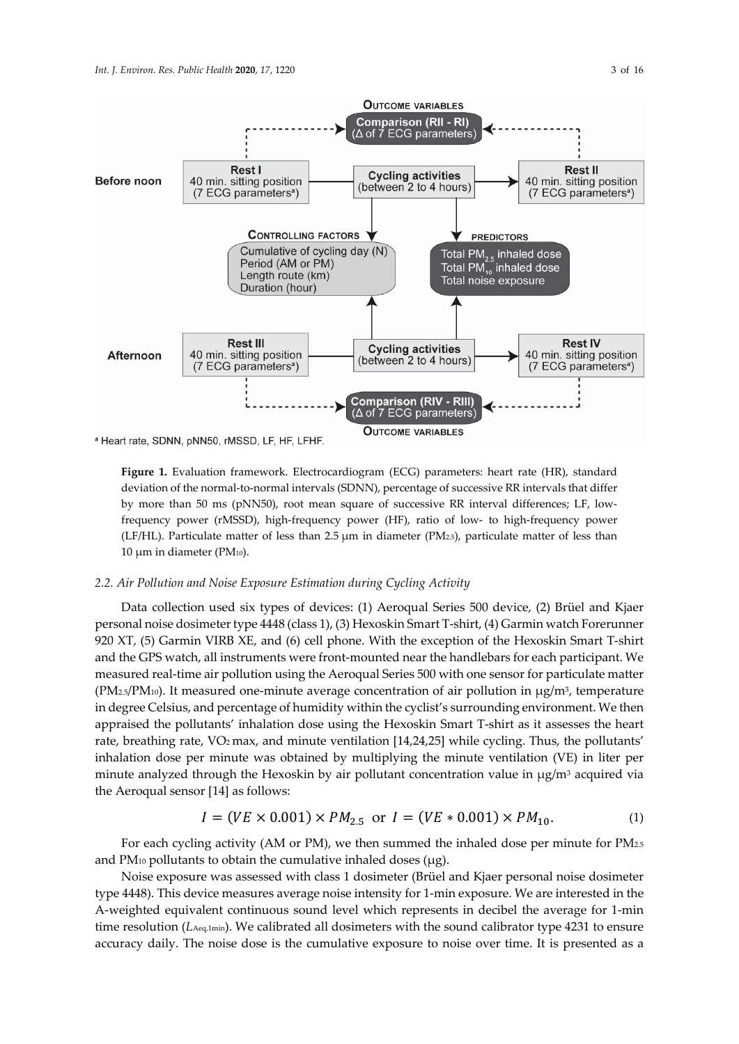**Figure 1.** Evaluation framework. Electrocardiogram (ECG) parameters: heart rate (HR), standard deviation of the normal-to-normal intervals (SDNN), percentage of successive RR intervals that differ by more than 50 ms (pNN50), root mean square of successive RR interval differences; LF, low-frequency power (rMSSD), high-frequency power (HF), ratio of low- to high-frequency power (LF/HL). Particulate matter of less than 2.5 μm in diameter ($PM_{2.5}$), particulate matter of less than 10 μm in diameter ($PM_{10}$).

### 2.2. Air Pollution and Noise Exposure Estimation during Cycling Activity

Data collection used six types of devices: (1) Aeroqual Series 500 device, (2) Brüel and Kjaer personal noise dosimeter type 4448 (class 1), (3) Hexoskin Smart T-shirt, (4) Garmin watch Forerunner 920 XT, (5) Garmin VIRB XE, and (6) cell phone. With the exception of the Hexoskin Smart T-shirt and the GPS watch, all instruments were front-mounted near the handlebars for each participant. We measured real-time air pollution using the Aeroqual Series 500 with one sensor for particulate matter ($PM_{2.5}$/$PM_{10}$). It measured one-minute average concentration of air pollution in μg/m$^3$, temperature in degree Celsius, and percentage of humidity within the cyclist's surrounding environment. We then appraised the pollutants' inhalation dose using the Hexoskin Smart T-shirt as it assesses the heart rate, breathing rate, $VO_2$ max, and minute ventilation [14,24,25] while cycling. Thus, the pollutants' inhalation dose per minute was obtained by multiplying the minute ventilation (VE) in liter per minute analyzed through the Hexoskin by air pollutant concentration value in μg/m$^3$ acquired via the Aeroqual sensor [14] as follows:

$$I = (VE \times 0.001) \times PM_{2.5} \text{ or } I = (VE * 0.001) \times PM_{10}. \quad (1)$$

For each cycling activity (AM or PM), we then summed the inhaled dose per minute for $PM_{2.5}$ and $PM_{10}$ pollutants to obtain the cumulative inhaled doses (μg).

Noise exposure was assessed with class 1 dosimeter (Brüel and Kjaer personal noise dosimeter type 4448). This device measures average noise intensity for 1-min exposure. We are interested in the A-weighted equivalent continuous sound level which represents in decibel the average for 1-min time resolution ($L_{Aeq,1min}$). We calibrated all dosimeters with the sound calibrator type 4231 to ensure accuracy daily. The noise dose is the cumulative exposure to noise over time. It is presented as a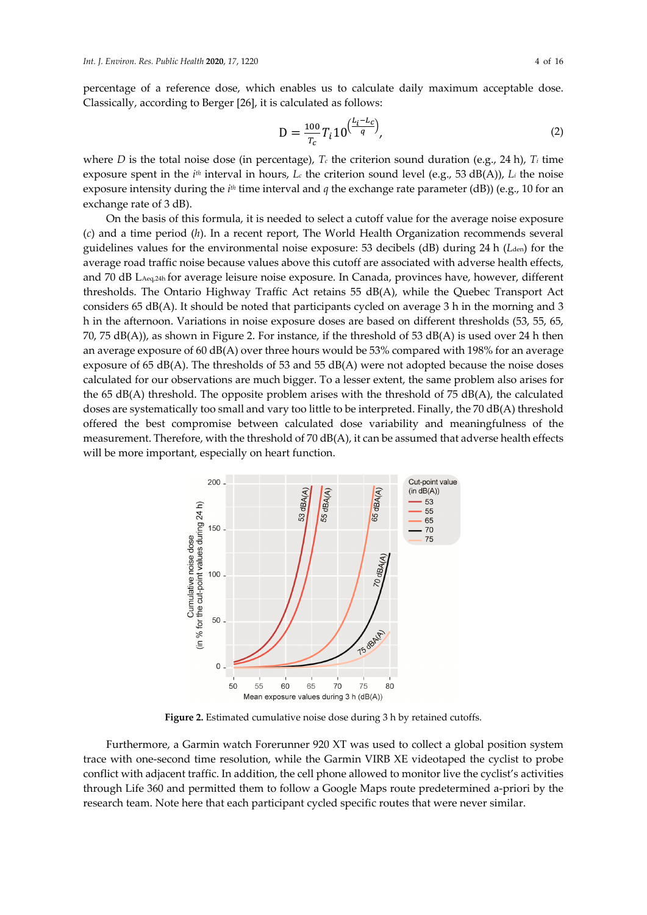percentage of a reference dose, which enables us to calculate daily maximum acceptable dose. Classically, according to Berger [26], it is calculated as follows:

$$D = \frac{100}{T_c} T_i 10^{\left(\frac{L_i - L_c}{q}\right)}, \tag{2}$$

where $D$ is the total noise dose (in percentage), $T_c$ the criterion sound duration (e.g., 24 h), $T_i$ time exposure spent in the $i^{th}$ interval in hours, $L_c$ the criterion sound level (e.g., 53 dB(A)), $L_i$ the noise exposure intensity during the $i^{th}$ time interval and $q$ the exchange rate parameter (dB)) (e.g., 10 for an exchange rate of 3 dB).

On the basis of this formula, it is needed to select a cutoff value for the average noise exposure (*c*) and a time period (*h*). In a recent report, The World Health Organization recommends several guidelines values for the environmental noise exposure: 53 decibels (dB) during 24 h ($L_{den}$) for the average road traffic noise because values above this cutoff are associated with adverse health effects, and 70 dB $L_{Aeq,24h}$ for average leisure noise exposure. In Canada, provinces have, however, different thresholds. The Ontario Highway Traffic Act retains 55 dB(A), while the Quebec Transport Act considers 65 dB(A). It should be noted that participants cycled on average 3 h in the morning and 3 h in the afternoon. Variations in noise exposure doses are based on different thresholds (53, 55, 65, 70, 75 dB(A)), as shown in Figure 2. For instance, if the threshold of 53 dB(A) is used over 24 h then an average exposure of 60 dB(A) over three hours would be 53% compared with 198% for an average exposure of 65 dB(A). The thresholds of 53 and 55 dB(A) were not adopted because the noise doses calculated for our observations are much bigger. To a lesser extent, the same problem also arises for the 65 dB(A) threshold. The opposite problem arises with the threshold of 75 dB(A), the calculated doses are systematically too small and vary too little to be interpreted. Finally, the 70 dB(A) threshold offered the best compromise between calculated dose variability and meaningfulness of the measurement. Therefore, with the threshold of 70 dB(A), it can be assumed that adverse health effects will be more important, especially on heart function.

**Figure 2.** Estimated cumulative noise dose during 3 h by retained cutoffs.

Furthermore, a Garmin watch Forerunner 920 XT was used to collect a global position system trace with one-second time resolution, while the Garmin VIRB XE videotaped the cyclist to probe conflict with adjacent traffic. In addition, the cell phone allowed to monitor live the cyclist's activities through Life 360 and permitted them to follow a Google Maps route predetermined a-priori by the research team. Note here that each participant cycled specific routes that were never similar.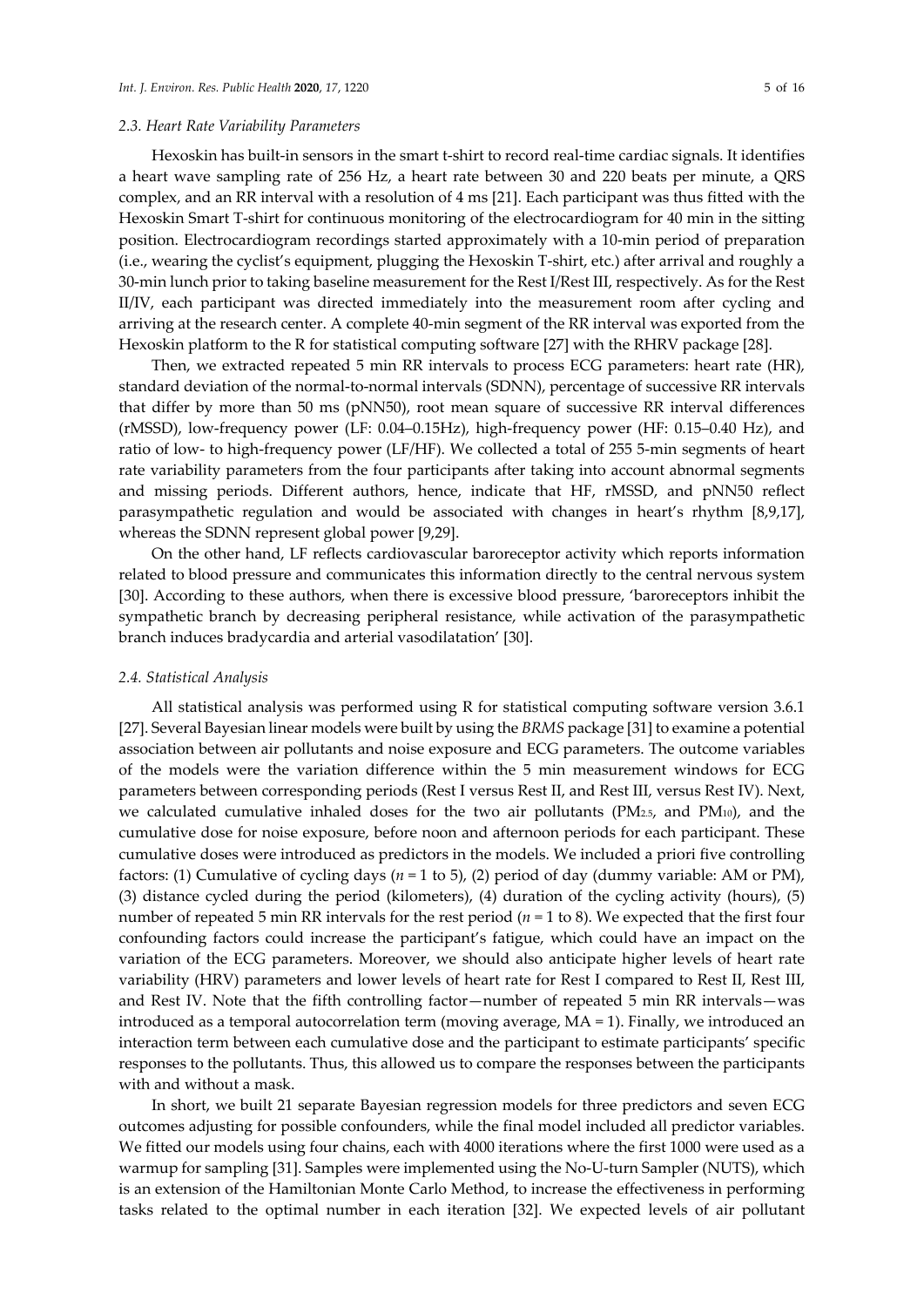### 2.3. Heart Rate Variability Parameters

Hexoskin has built-in sensors in the smart t-shirt to record real-time cardiac signals. It identifies a heart wave sampling rate of 256 Hz, a heart rate between 30 and 220 beats per minute, a QRS complex, and an RR interval with a resolution of 4 ms [21]. Each participant was thus fitted with the Hexoskin Smart T-shirt for continuous monitoring of the electrocardiogram for 40 min in the sitting position. Electrocardiogram recordings started approximately with a 10-min period of preparation (i.e., wearing the cyclist's equipment, plugging the Hexoskin T-shirt, etc.) after arrival and roughly a 30-min lunch prior to taking baseline measurement for the Rest I/Rest III, respectively. As for the Rest II/IV, each participant was directed immediately into the measurement room after cycling and arriving at the research center. A complete 40-min segment of the RR interval was exported from the Hexoskin platform to the R for statistical computing software [27] with the RHRV package [28].

Then, we extracted repeated 5 min RR intervals to process ECG parameters: heart rate (HR), standard deviation of the normal-to-normal intervals (SDNN), percentage of successive RR intervals that differ by more than 50 ms (pNN50), root mean square of successive RR interval differences (rMSSD), low-frequency power (LF: 0.04–0.15Hz), high-frequency power (HF: 0.15–0.40 Hz), and ratio of low- to high-frequency power (LF/HF). We collected a total of 255 5-min segments of heart rate variability parameters from the four participants after taking into account abnormal segments and missing periods. Different authors, hence, indicate that HF, rMSSD, and pNN50 reflect parasympathetic regulation and would be associated with changes in heart's rhythm [8,9,17], whereas the SDNN represent global power [9,29].

On the other hand, LF reflects cardiovascular baroreceptor activity which reports information related to blood pressure and communicates this information directly to the central nervous system [30]. According to these authors, when there is excessive blood pressure, 'baroreceptors inhibit the sympathetic branch by decreasing peripheral resistance, while activation of the parasympathetic branch induces bradycardia and arterial vasodilatation' [30].

### 2.4. Statistical Analysis

All statistical analysis was performed using R for statistical computing software version 3.6.1 [27]. Several Bayesian linear models were built by using the *BRMS* package [31] to examine a potential association between air pollutants and noise exposure and ECG parameters. The outcome variables of the models were the variation difference within the 5 min measurement windows for ECG parameters between corresponding periods (Rest I versus Rest II, and Rest III, versus Rest IV). Next, we calculated cumulative inhaled doses for the two air pollutants ($PM_{2.5}$, and $PM_{10}$), and the cumulative dose for noise exposure, before noon and afternoon periods for each participant. These cumulative doses were introduced as predictors in the models. We included a priori five controlling factors: (1) Cumulative of cycling days ($n = 1$ to 5), (2) period of day (dummy variable: AM or PM), (3) distance cycled during the period (kilometers), (4) duration of the cycling activity (hours), (5) number of repeated 5 min RR intervals for the rest period ($n = 1$ to 8). We expected that the first four confounding factors could increase the participant's fatigue, which could have an impact on the variation of the ECG parameters. Moreover, we should also anticipate higher levels of heart rate variability (HRV) parameters and lower levels of heart rate for Rest I compared to Rest II, Rest III, and Rest IV. Note that the fifth controlling factor—number of repeated 5 min RR intervals—was introduced as a temporal autocorrelation term (moving average, MA = 1). Finally, we introduced an interaction term between each cumulative dose and the participant to estimate participants' specific responses to the pollutants. Thus, this allowed us to compare the responses between the participants with and without a mask.

In short, we built 21 separate Bayesian regression models for three predictors and seven ECG outcomes adjusting for possible confounders, while the final model included all predictor variables. We fitted our models using four chains, each with 4000 iterations where the first 1000 were used as a warmup for sampling [31]. Samples were implemented using the No-U-turn Sampler (NUTS), which is an extension of the Hamiltonian Monte Carlo Method, to increase the effectiveness in performing tasks related to the optimal number in each iteration [32]. We expected levels of air pollutant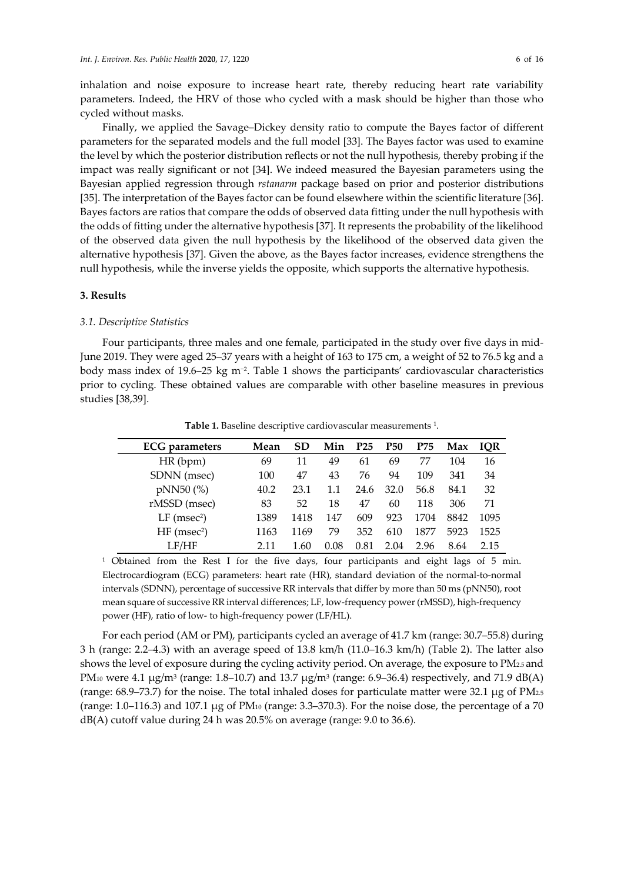inhalation and noise exposure to increase heart rate, thereby reducing heart rate variability parameters. Indeed, the HRV of those who cycled with a mask should be higher than those who cycled without masks.

Finally, we applied the Savage–Dickey density ratio to compute the Bayes factor of different parameters for the separated models and the full model [33]. The Bayes factor was used to examine the level by which the posterior distribution reflects or not the null hypothesis, thereby probing if the impact was really significant or not [34]. We indeed measured the Bayesian parameters using the Bayesian applied regression through *rstanarm* package based on prior and posterior distributions [35]. The interpretation of the Bayes factor can be found elsewhere within the scientific literature [36]. Bayes factors are ratios that compare the odds of observed data fitting under the null hypothesis with the odds of fitting under the alternative hypothesis [37]. It represents the probability of the likelihood of the observed data given the null hypothesis by the likelihood of the observed data given the alternative hypothesis [37]. Given the above, as the Bayes factor increases, evidence strengthens the null hypothesis, while the inverse yields the opposite, which supports the alternative hypothesis.

## 3. Results

### *3.1. Descriptive Statistics*

Four participants, three males and one female, participated in the study over five days in mid-June 2019. They were aged 25–37 years with a height of 163 to 175 cm, a weight of 52 to 76.5 kg and a body mass index of 19.6–25 kg $m^{-2}$. Table 1 shows the participants' cardiovascular characteristics prior to cycling. These obtained values are comparable with other baseline measures in previous studies [38,39].

**Table 1.** Baseline descriptive cardiovascular measurements [1].

| ECG parameters | Mean | SD | Min | P25 | P50 | P75 | Max | IQR |
|---|---|---|---|---|---|---|---|---|
| HR (bpm) | 69 | 11 | 49 | 61 | 69 | 77 | 104 | 16 |
| SDNN (msec) | 100 | 47 | 43 | 76 | 94 | 109 | 341 | 34 |
| pNN50 (%) | 40.2 | 23.1 | 1.1 | 24.6 | 32.0 | 56.8 | 84.1 | 32 |
| rMSSD (msec) | 83 | 52 | 18 | 47 | 60 | 118 | 306 | 71 |
| LF ($msec^2$) | 1389 | 1418 | 147 | 609 | 923 | 1704 | 8842 | 1095 |
| HF ($msec^2$) | 1163 | 1169 | 79 | 352 | 610 | 1877 | 5923 | 1525 |
| LF/HF | 2.11 | 1.60 | 0.08 | 0.81 | 2.04 | 2.96 | 8.64 | 2.15 |

[1] Obtained from the Rest I for the five days, four participants and eight lags of 5 min. Electrocardiogram (ECG) parameters: heart rate (HR), standard deviation of the normal-to-normal intervals (SDNN), percentage of successive RR intervals that differ by more than 50 ms (pNN50), root mean square of successive RR interval differences; LF, low-frequency power (rMSSD), high-frequency power (HF), ratio of low- to high-frequency power (LF/HL).

For each period (AM or PM), participants cycled an average of 41.7 km (range: 30.7–55.8) during 3 h (range: 2.2–4.3) with an average speed of 13.8 km/h (11.0–16.3 km/h) (Table 2). The latter also shows the level of exposure during the cycling activity period. On average, the exposure to $PM_{2.5}$ and $PM_{10}$ were 4.1 μg/$m^3$ (range: 1.8–10.7) and 13.7 μg/$m^3$ (range: 6.9–36.4) respectively, and 71.9 dB(A) (range: 68.9–73.7) for the noise. The total inhaled doses for particulate matter were 32.1 μg of $PM_{2.5}$ (range: 1.0–116.3) and 107.1 μg of $PM_{10}$ (range: 3.3–370.3). For the noise dose, the percentage of a 70 dB(A) cutoff value during 24 h was 20.5% on average (range: 9.0 to 36.6).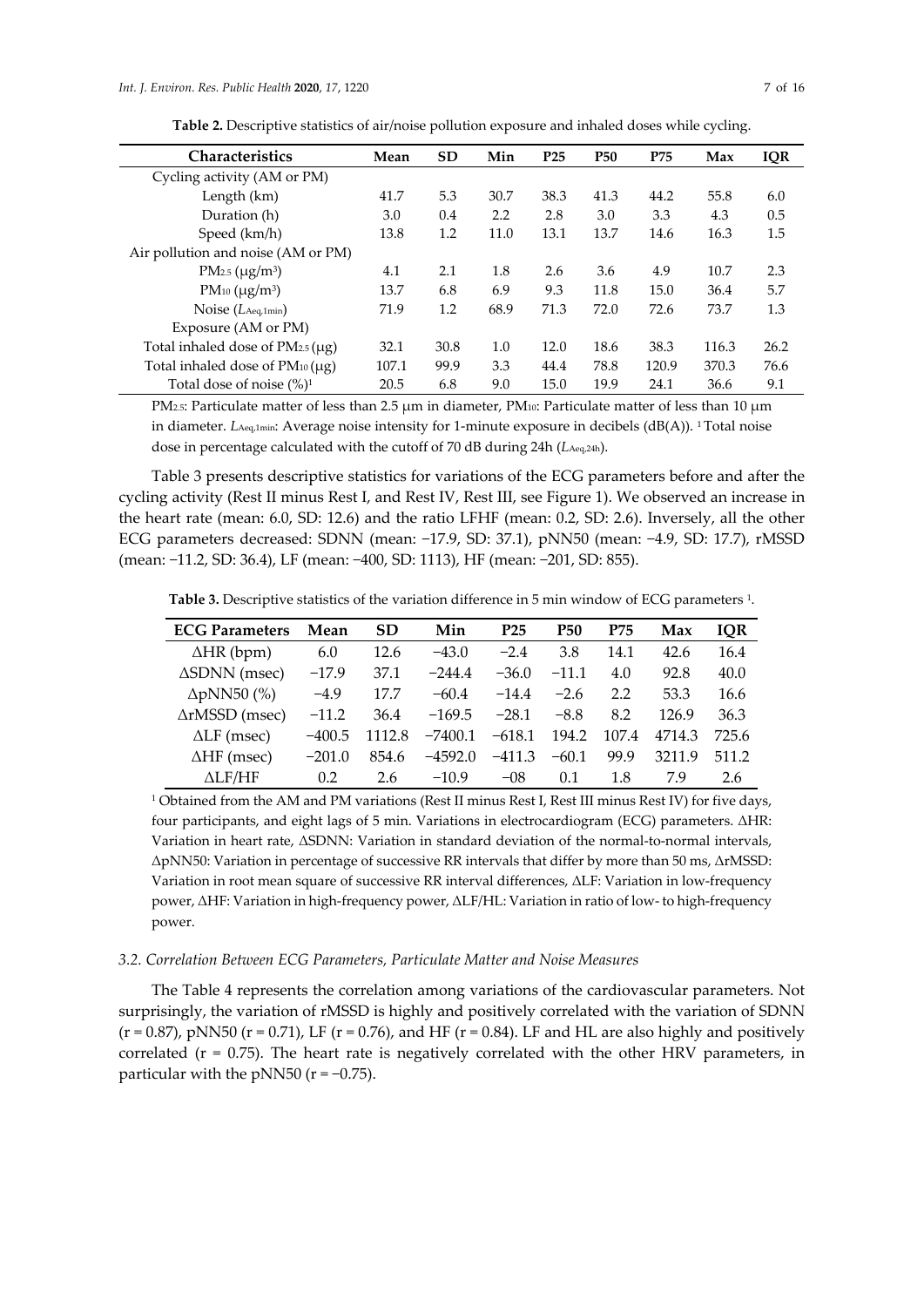**Table 2.** Descriptive statistics of air/noise pollution exposure and inhaled doses while cycling.

| Characteristics | Mean | SD | Min | P25 | P50 | P75 | Max | IQR |
|---|---|---|---|---|---|---|---|---|
| Cycling activity (AM or PM) | | | | | | | | |
| Length (km) | 41.7 | 5.3 | 30.7 | 38.3 | 41.3 | 44.2 | 55.8 | 6.0 |
| Duration (h) | 3.0 | 0.4 | 2.2 | 2.8 | 3.0 | 3.3 | 4.3 | 0.5 |
| Speed (km/h) | 13.8 | 1.2 | 11.0 | 13.1 | 13.7 | 14.6 | 16.3 | 1.5 |
| Air pollution and noise (AM or PM) | | | | | | | | |
| $PM_{2.5}$ (μg/m$^3$) | 4.1 | 2.1 | 1.8 | 2.6 | 3.6 | 4.9 | 10.7 | 2.3 |
| $PM_{10}$ (μg/m$^3$) | 13.7 | 6.8 | 6.9 | 9.3 | 11.8 | 15.0 | 36.4 | 5.7 |
| Noise ($L_{Aeq,1min}$) | 71.9 | 1.2 | 68.9 | 71.3 | 72.0 | 72.6 | 73.7 | 1.3 |
| Exposure (AM or PM) | | | | | | | | |
| Total inhaled dose of $PM_{2.5}$ (μg) | 32.1 | 30.8 | 1.0 | 12.0 | 18.6 | 38.3 | 116.3 | 26.2 |
| Total inhaled dose of $PM_{10}$ (μg) | 107.1 | 99.9 | 3.3 | 44.4 | 78.8 | 120.9 | 370.3 | 76.6 |
| Total dose of noise (%)[1] | 20.5 | 6.8 | 9.0 | 15.0 | 19.9 | 24.1 | 36.6 | 9.1 |

$PM_{2.5}$: Particulate matter of less than 2.5 μm in diameter, $PM_{10}$: Particulate matter of less than 10 μm in diameter. $L_{Aeq,1min}$: Average noise intensity for 1-minute exposure in decibels (dB(A)). [1] Total noise dose in percentage calculated with the cutoff of 70 dB during 24h ($L_{Aeq,24h}$).

Table 3 presents descriptive statistics for variations of the ECG parameters before and after the cycling activity (Rest II minus Rest I, and Rest IV, Rest III, see Figure 1). We observed an increase in the heart rate (mean: 6.0, SD: 12.6) and the ratio LFHF (mean: 0.2, SD: 2.6). Inversely, all the other ECG parameters decreased: SDNN (mean: −17.9, SD: 37.1), pNN50 (mean: −4.9, SD: 17.7), rMSSD (mean: −11.2, SD: 36.4), LF (mean: −400, SD: 1113), HF (mean: −201, SD: 855).

**Table 3.** Descriptive statistics of the variation difference in 5 min window of ECG parameters [1].

| ECG Parameters | Mean | SD | Min | P25 | P50 | P75 | Max | IQR |
|---|---|---|---|---|---|---|---|---|
| ΔHR (bpm) | 6.0 | 12.6 | −43.0 | −2.4 | 3.8 | 14.1 | 42.6 | 16.4 |
| ΔSDNN (msec) | −17.9 | 37.1 | −244.4 | −36.0 | −11.1 | 4.0 | 92.8 | 40.0 |
| ΔpNN50 (%) | −4.9 | 17.7 | −60.4 | −14.4 | −2.6 | 2.2 | 53.3 | 16.6 |
| ΔrMSSD (msec) | −11.2 | 36.4 | −169.5 | −28.1 | −8.8 | 8.2 | 126.9 | 36.3 |
| ΔLF (msec) | −400.5 | 1112.8 | −7400.1 | −618.1 | 194.2 | 107.4 | 4714.3 | 725.6 |
| ΔHF (msec) | −201.0 | 854.6 | −4592.0 | −411.3 | −60.1 | 99.9 | 3211.9 | 511.2 |
| ΔLF/HF | 0.2 | 2.6 | −10.9 | −08 | 0.1 | 1.8 | 7.9 | 2.6 |

[1] Obtained from the AM and PM variations (Rest II minus Rest I, Rest III minus Rest IV) for five days, four participants, and eight lags of 5 min. Variations in electrocardiogram (ECG) parameters. ΔHR: Variation in heart rate, ΔSDNN: Variation in standard deviation of the normal-to-normal intervals, ΔpNN50: Variation in percentage of successive RR intervals that differ by more than 50 ms, ΔrMSSD: Variation in root mean square of successive RR interval differences, ΔLF: Variation in low-frequency power, ΔHF: Variation in high-frequency power, ΔLF/HL: Variation in ratio of low- to high-frequency power.

### 3.2. Correlation Between ECG Parameters, Particulate Matter and Noise Measures

The Table 4 represents the correlation among variations of the cardiovascular parameters. Not surprisingly, the variation of rMSSD is highly and positively correlated with the variation of SDNN ($r = 0.87$), pNN50 ($r = 0.71$), LF ($r = 0.76$), and HF ($r = 0.84$). LF and HL are also highly and positively correlated ($r = 0.75$). The heart rate is negatively correlated with the other HRV parameters, in particular with the pNN50 ($r = -0.75$).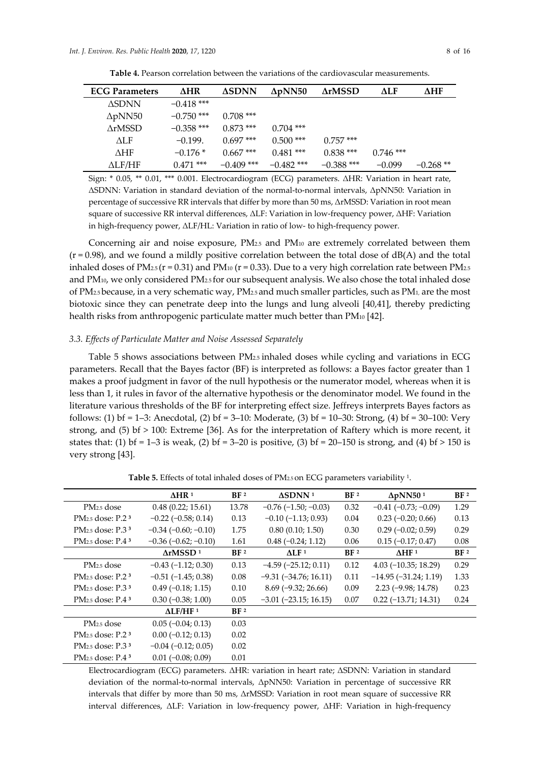**Table 4.** Pearson correlation between the variations of the cardiovascular measurements.

| ECG Parameters | ΔHR | ΔSDNN | ΔpNN50 | ΔrMSSD | ΔLF | ΔHF |
|---|---|---|---|---|---|---|
| ΔSDNN | −0.418 *** | | | | | |
| ΔpNN50 | −0.750 *** | 0.708 *** | | | | |
| ΔrMSSD | −0.358 *** | 0.873 *** | 0.704 *** | | | |
| ΔLF | −0.199. | 0.697 *** | 0.500 *** | 0.757 *** | | |
| ΔHF | −0.176 * | 0.667 *** | 0.481 *** | 0.838 *** | 0.746 *** | |
| ΔLF/HF | 0.471 *** | −0.409 *** | −0.482 *** | −0.388 *** | −0.099 | −0.268 ** |

Sign: * 0.05, ** 0.01, *** 0.001. Electrocardiogram (ECG) parameters. ΔHR: Variation in heart rate, ΔSDNN: Variation in standard deviation of the normal-to-normal intervals, ΔpNN50: Variation in percentage of successive RR intervals that differ by more than 50 ms, ΔrMSSD: Variation in root mean square of successive RR interval differences, ΔLF: Variation in low-frequency power, ΔHF: Variation in high-frequency power, ΔLF/HL: Variation in ratio of low- to high-frequency power.

Concerning air and noise exposure, $PM_{2.5}$ and $PM_{10}$ are extremely correlated between them ($r = 0.98$), and we found a mildly positive correlation between the total dose of dB(A) and the total inhaled doses of $PM_{2.5}$ ($r = 0.31$) and $PM_{10}$ ($r = 0.33$). Due to a very high correlation rate between $PM_{2.5}$ and $PM_{10}$, we only considered $PM_{2.5}$ for our subsequent analysis. We also chose the total inhaled dose of $PM_{2.5}$ because, in a very schematic way, $PM_{2.5}$ and much smaller particles, such as $PM_1$, are the most biotoxic since they can penetrate deep into the lungs and lung alveoli [40,41], thereby predicting health risks from anthropogenic particulate matter much better than $PM_{10}$ [42].

### *3.3. Effects of Particulate Matter and Noise Assessed Separately*

Table 5 shows associations between $PM_{2.5}$ inhaled doses while cycling and variations in ECG parameters. Recall that the Bayes factor (BF) is interpreted as follows: a Bayes factor greater than 1 makes a proof judgment in favor of the null hypothesis or the numerator model, whereas when it is less than 1, it rules in favor of the alternative hypothesis or the denominator model. We found in the literature various thresholds of the BF for interpreting effect size. Jeffreys interprets Bayes factors as follows: (1) bf = 1–3: Anecdotal, (2) bf = 3–10: Moderate, (3) bf = 10–30: Strong, (4) bf = 30–100: Very strong, and (5) bf > 100: Extreme [36]. As for the interpretation of Raftery which is more recent, it states that: (1) bf = 1–3 is weak, (2) bf = 3–20 is positive, (3) bf = 20–150 is strong, and (4) bf > 150 is very strong [43].

**Table 5.** Effects of total inhaled doses of $PM_{2.5}$ on ECG parameters variability [1].

| | ΔHR [1] | BF [2] | ΔSDNN [1] | BF [2] | ΔpNN50 [1] | BF [2] |
|---|---|---|---|---|---|---|
| $PM_{2.5}$ dose | 0.48 (0.22; 15.61) | 13.78 | −0.76 (−1.50; −0.03) | 0.32 | −0.41 (−0.73; −0.09) | 1.29 |
| $PM_{2.5}$ dose: P.2 [3] | −0.22 (−0.58; 0.14) | 0.13 | −0.10 (−1.13; 0.93) | 0.04 | 0.23 (−0.20; 0.66) | 0.13 |
| $PM_{2.5}$ dose: P.3 [3] | −0.34 (−0.60; −0.10) | 1.75 | 0.80 (0.10; 1.50) | 0.30 | 0.29 (−0.02; 0.59) | 0.29 |
| $PM_{2.5}$ dose: P.4 [3] | −0.36 (−0.62; −0.10) | 1.61 | 0.48 (−0.24; 1.12) | 0.06 | 0.15 (−0.17; 0.47) | 0.08 |
| | **ΔrMSSD [1]** | **BF [2]** | **ΔLF [1]** | **BF [2]** | **ΔHF [1]** | **BF [2]** |
| $PM_{2.5}$ dose | −0.43 (−1.12; 0.30) | 0.13 | −4.59 (−25.12; 0.11) | 0.12 | 4.03 (−10.35; 18.29) | 0.29 |
| $PM_{2.5}$ dose: P.2 [3] | −0.51 (−1.45; 0.38) | 0.08 | −9.31 (−34.76; 16.11) | 0.11 | −14.95 (−31.24; 1.19) | 1.33 |
| $PM_{2.5}$ dose: P.3 [3] | 0.49 (−0.18; 1.15) | 0.10 | 8.69 (−9.32; 26.66) | 0.09 | 2.23 (−9.98; 14.78) | 0.23 |
| $PM_{2.5}$ dose: P.4 [3] | 0.30 (−0.38; 1.00) | 0.05 | −3.01 (−23.15; 16.15) | 0.07 | 0.22 (−13.71; 14.31) | 0.24 |
| | **ΔLF/HF [1]** | **BF [2]** | | | | |
| $PM_{2.5}$ dose | 0.05 (−0.04; 0.13) | 0.03 | | | | |
| $PM_{2.5}$ dose: P.2 [3] | 0.00 (−0.12; 0.13) | 0.02 | | | | |
| $PM_{2.5}$ dose: P.3 [3] | −0.04 (−0.12; 0.05) | 0.02 | | | | |
| $PM_{2.5}$ dose: P.4 [3] | 0.01 (−0.08; 0.09) | 0.01 | | | | |

Electrocardiogram (ECG) parameters. ΔHR: variation in heart rate; ΔSDNN: Variation in standard deviation of the normal-to-normal intervals, ΔpNN50: Variation in percentage of successive RR intervals that differ by more than 50 ms, ΔrMSSD: Variation in root mean square of successive RR interval differences, ΔLF: Variation in low-frequency power, ΔHF: Variation in high-frequency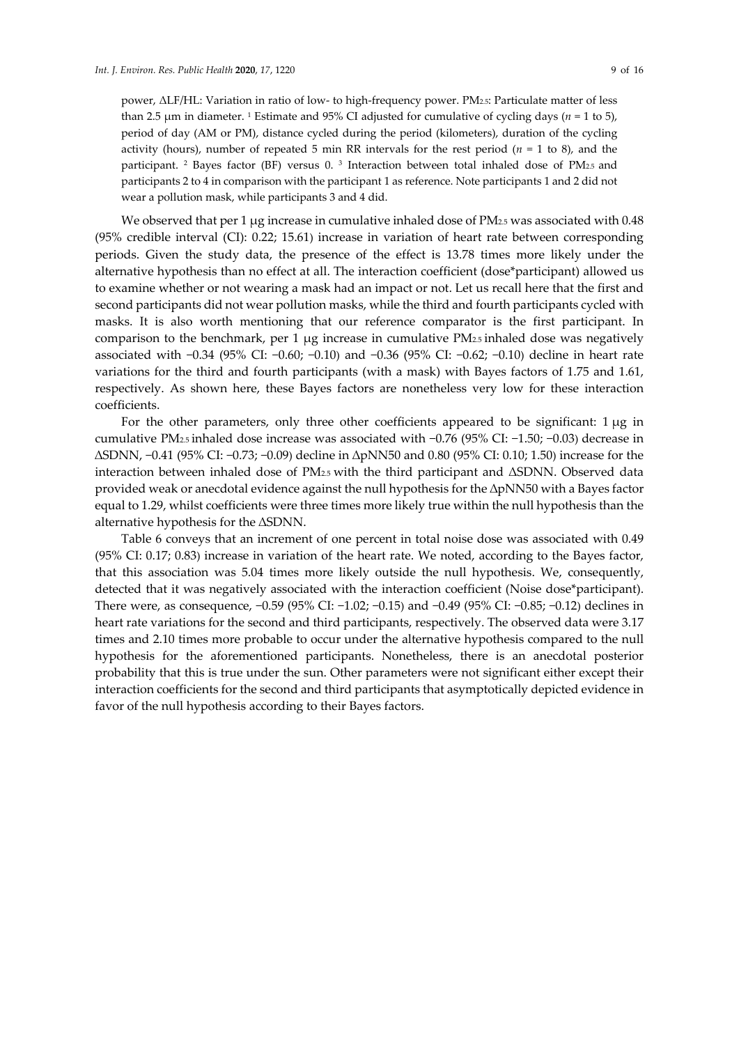power, ΔLF/HL: Variation in ratio of low- to high-frequency power. $PM_{2.5}$: Particulate matter of less than 2.5 μm in diameter. [1] Estimate and 95% CI adjusted for cumulative of cycling days ($n$ = 1 to 5), period of day (AM or PM), distance cycled during the period (kilometers), duration of the cycling activity (hours), number of repeated 5 min RR intervals for the rest period ($n$ = 1 to 8), and the participant. [2] Bayes factor (BF) versus 0. [3] Interaction between total inhaled dose of $PM_{2.5}$ and participants 2 to 4 in comparison with the participant 1 as reference. Note participants 1 and 2 did not wear a pollution mask, while participants 3 and 4 did.

We observed that per 1 μg increase in cumulative inhaled dose of $PM_{2.5}$ was associated with 0.48 (95% credible interval (CI): 0.22; 15.61) increase in variation of heart rate between corresponding periods. Given the study data, the presence of the effect is 13.78 times more likely under the alternative hypothesis than no effect at all. The interaction coefficient (dose*participant) allowed us to examine whether or not wearing a mask had an impact or not. Let us recall here that the first and second participants did not wear pollution masks, while the third and fourth participants cycled with masks. It is also worth mentioning that our reference comparator is the first participant. In comparison to the benchmark, per 1 μg increase in cumulative $PM_{2.5}$ inhaled dose was negatively associated with −0.34 (95% CI: −0.60; −0.10) and −0.36 (95% CI: −0.62; −0.10) decline in heart rate variations for the third and fourth participants (with a mask) with Bayes factors of 1.75 and 1.61, respectively. As shown here, these Bayes factors are nonetheless very low for these interaction coefficients.

For the other parameters, only three other coefficients appeared to be significant: 1 μg in cumulative $PM_{2.5}$ inhaled dose increase was associated with −0.76 (95% CI: −1.50; −0.03) decrease in ΔSDNN, −0.41 (95% CI: −0.73; −0.09) decline in ΔpNN50 and 0.80 (95% CI: 0.10; 1.50) increase for the interaction between inhaled dose of $PM_{2.5}$ with the third participant and ΔSDNN. Observed data provided weak or anecdotal evidence against the null hypothesis for the ΔpNN50 with a Bayes factor equal to 1.29, whilst coefficients were three times more likely true within the null hypothesis than the alternative hypothesis for the ΔSDNN.

Table 6 conveys that an increment of one percent in total noise dose was associated with 0.49 (95% CI: 0.17; 0.83) increase in variation of the heart rate. We noted, according to the Bayes factor, that this association was 5.04 times more likely outside the null hypothesis. We, consequently, detected that it was negatively associated with the interaction coefficient (Noise dose*participant). There were, as consequence, −0.59 (95% CI: −1.02; −0.15) and −0.49 (95% CI: −0.85; −0.12) declines in heart rate variations for the second and third participants, respectively. The observed data were 3.17 times and 2.10 times more probable to occur under the alternative hypothesis compared to the null hypothesis for the aforementioned participants. Nonetheless, there is an anecdotal posterior probability that this is true under the sun. Other parameters were not significant either except their interaction coefficients for the second and third participants that asymptotically depicted evidence in favor of the null hypothesis according to their Bayes factors.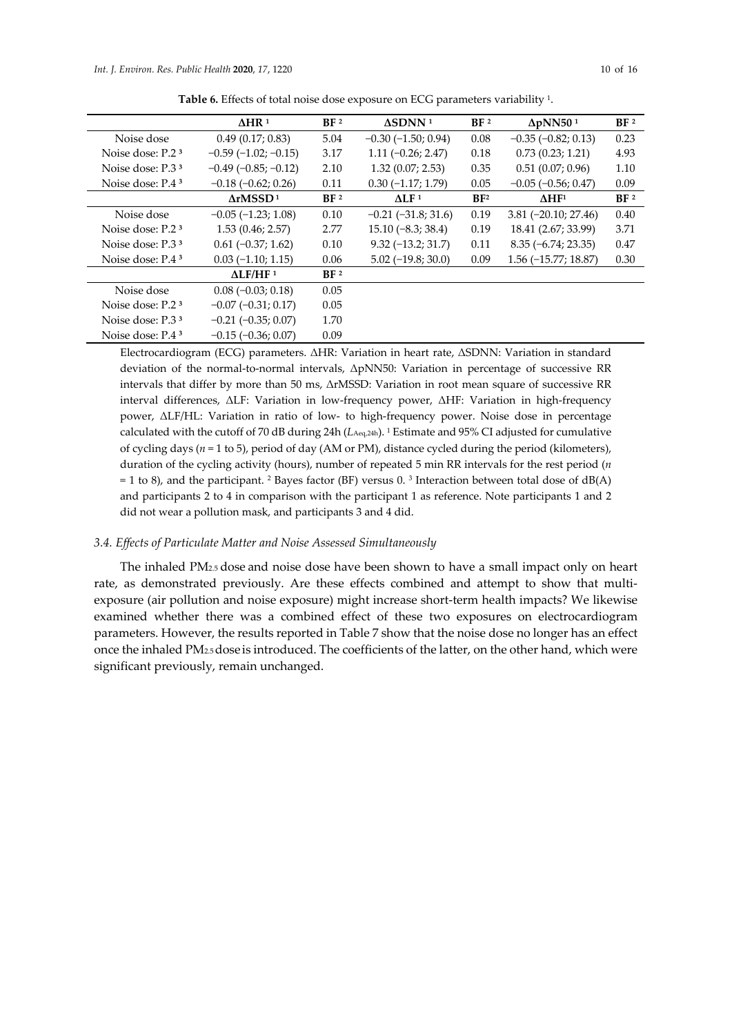**Table 6.** Effects of total noise dose exposure on ECG parameters variability [1].

| | ΔHR [1] | BF [2] | ΔSDNN [1] | BF [2] | ΔpNN50 [1] | BF [2] |
|---|---|---|---|---|---|---|
| Noise dose | 0.49 (0.17; 0.83) | 5.04 | −0.30 (−1.50; 0.94) | 0.08 | −0.35 (−0.82; 0.13) | 0.23 |
| Noise dose: P.2 [3] | −0.59 (−1.02; −0.15) | 3.17 | 1.11 (−0.26; 2.47) | 0.18 | 0.73 (0.23; 1.21) | 4.93 |
| Noise dose: P.3 [3] | −0.49 (−0.85; −0.12) | 2.10 | 1.32 (0.07; 2.53) | 0.35 | 0.51 (0.07; 0.96) | 1.10 |
| Noise dose: P.4 [3] | −0.18 (−0.62; 0.26) | 0.11 | 0.30 (−1.17; 1.79) | 0.05 | −0.05 (−0.56; 0.47) | 0.09 |
| | **ΔrMSSD [1]** | **BF [2]** | **ΔLF [1]** | **BF [2]** | **ΔHF [1]** | **BF [2]** |
| Noise dose | −0.05 (−1.23; 1.08) | 0.10 | −0.21 (−31.8; 31.6) | 0.19 | 3.81 (−20.10; 27.46) | 0.40 |
| Noise dose: P.2 [3] | 1.53 (0.46; 2.57) | 2.77 | 15.10 (−8.3; 38.4) | 0.19 | 18.41 (2.67; 33.99) | 3.71 |
| Noise dose: P.3 [3] | 0.61 (−0.37; 1.62) | 0.10 | 9.32 (−13.2; 31.7) | 0.11 | 8.35 (−6.74; 23.35) | 0.47 |
| Noise dose: P.4 [3] | 0.03 (−1.10; 1.15) | 0.06 | 5.02 (−19.8; 30.0) | 0.09 | 1.56 (−15.77; 18.87) | 0.30 |
| | **ΔLF/HF [1]** | **BF [2]** | | | | |
| Noise dose | 0.08 (−0.03; 0.18) | 0.05 | | | | |
| Noise dose: P.2 [3] | −0.07 (−0.31; 0.17) | 0.05 | | | | |
| Noise dose: P.3 [3] | −0.21 (−0.35; 0.07) | 1.70 | | | | |
| Noise dose: P.4 [3] | −0.15 (−0.36; 0.07) | 0.09 | | | | |

Electrocardiogram (ECG) parameters. ΔHR: Variation in heart rate, ΔSDNN: Variation in standard deviation of the normal-to-normal intervals, ΔpNN50: Variation in percentage of successive RR intervals that differ by more than 50 ms, ΔrMSSD: Variation in root mean square of successive RR interval differences, ΔLF: Variation in low-frequency power, ΔHF: Variation in high-frequency power, ΔLF/HL: Variation in ratio of low- to high-frequency power. Noise dose in percentage calculated with the cutoff of 70 dB during 24h ($L_{Aeq,24h}$). [1] Estimate and 95% CI adjusted for cumulative of cycling days ($n$ = 1 to 5), period of day (AM or PM), distance cycled during the period (kilometers), duration of the cycling activity (hours), number of repeated 5 min RR intervals for the rest period ($n$ = 1 to 8), and the participant. [2] Bayes factor (BF) versus 0. [3] Interaction between total dose of dB(A) and participants 2 to 4 in comparison with the participant 1 as reference. Note participants 1 and 2 did not wear a pollution mask, and participants 3 and 4 did.

### 3.4. Effects of Particulate Matter and Noise Assessed Simultaneously

The inhaled $PM_{2.5}$ dose and noise dose have been shown to have a small impact only on heart rate, as demonstrated previously. Are these effects combined and attempt to show that multi-exposure (air pollution and noise exposure) might increase short-term health impacts? We likewise examined whether there was a combined effect of these two exposures on electrocardiogram parameters. However, the results reported in Table 7 show that the noise dose no longer has an effect once the inhaled $PM_{2.5}$ dose is introduced. The coefficients of the latter, on the other hand, which were significant previously, remain unchanged.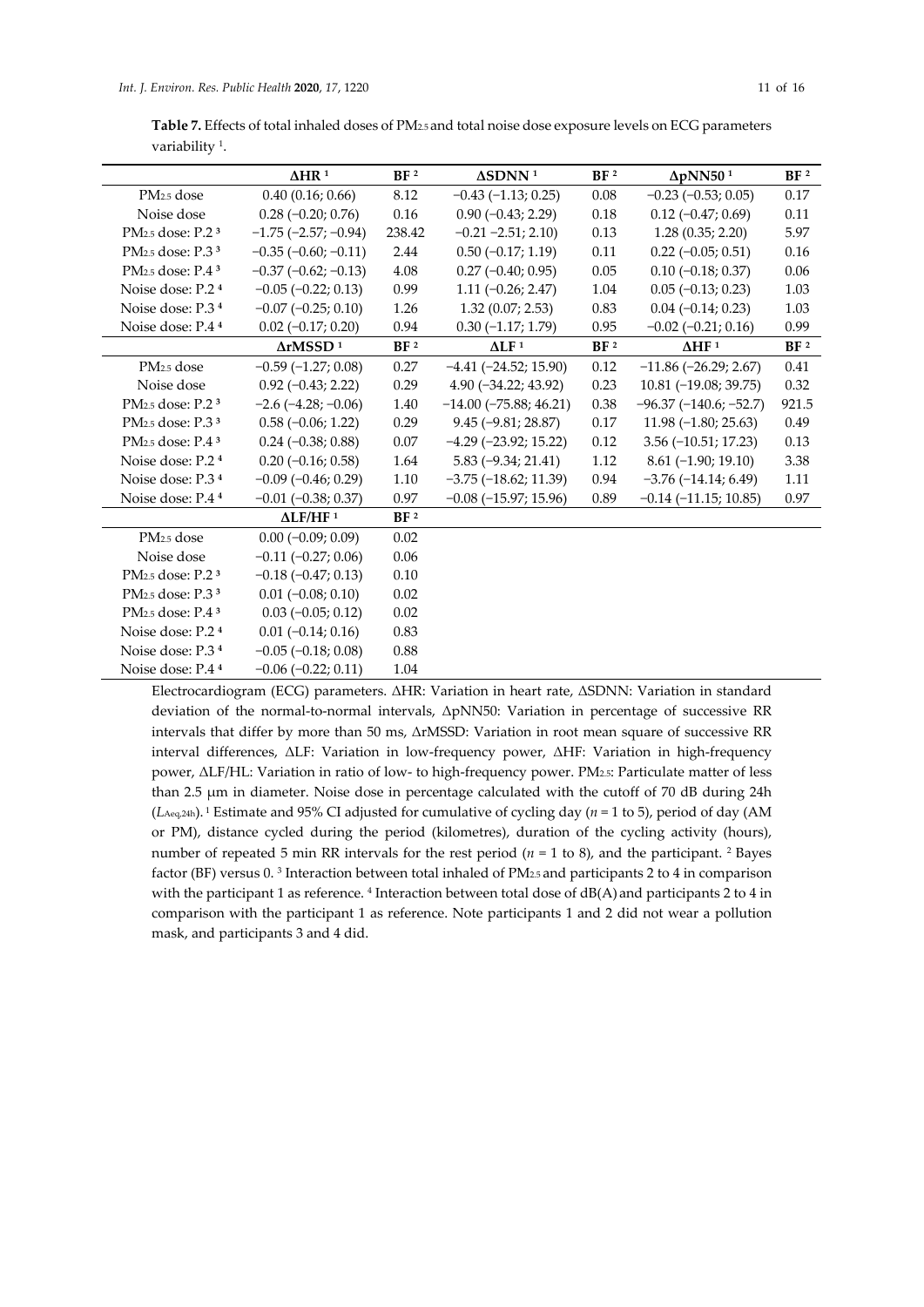**Table 7.** Effects of total inhaled doses of $PM_{2.5}$ and total noise dose exposure levels on ECG parameters variability [1].

| | ΔHR [1] | BF [2] | ΔSDNN [1] | BF [2] | ΔpNN50 [1] | BF [2] |
|---|---|---|---|---|---|---|
| $PM_{2.5}$ dose | 0.40 (0.16; 0.66) | 8.12 | −0.43 (−1.13; 0.25) | 0.08 | −0.23 (−0.53; 0.05) | 0.17 |
| Noise dose | 0.28 (−0.20; 0.76) | 0.16 | 0.90 (−0.43; 2.29) | 0.18 | 0.12 (−0.47; 0.69) | 0.11 |
| $PM_{2.5}$ dose: P.2 [3] | −1.75 (−2.57; −0.94) | 238.42 | −0.21 −2.51; 2.10) | 0.13 | 1.28 (0.35; 2.20) | 5.97 |
| $PM_{2.5}$ dose: P.3 [3] | −0.35 (−0.60; −0.11) | 2.44 | 0.50 (−0.17; 1.19) | 0.11 | 0.22 (−0.05; 0.51) | 0.16 |
| $PM_{2.5}$ dose: P.4 [3] | −0.37 (−0.62; −0.13) | 4.08 | 0.27 (−0.40; 0.95) | 0.05 | 0.10 (−0.18; 0.37) | 0.06 |
| Noise dose: P.2 [4] | −0.05 (−0.22; 0.13) | 0.99 | 1.11 (−0.26; 2.47) | 1.04 | 0.05 (−0.13; 0.23) | 1.03 |
| Noise dose: P.3 [4] | −0.07 (−0.25; 0.10) | 1.26 | 1.32 (0.07; 2.53) | 0.83 | 0.04 (−0.14; 0.23) | 1.03 |
| Noise dose: P.4 [4] | 0.02 (−0.17; 0.20) | 0.94 | 0.30 (−1.17; 1.79) | 0.95 | −0.02 (−0.21; 0.16) | 0.99 |
| | **ΔrMSSD [1]** | **BF [2]** | **ΔLF [1]** | **BF [2]** | **ΔHF [1]** | **BF [2]** |
| $PM_{2.5}$ dose | −0.59 (−1.27; 0.08) | 0.27 | −4.41 (−24.52; 15.90) | 0.12 | −11.86 (−26.29; 2.67) | 0.41 |
| Noise dose | 0.92 (−0.43; 2.22) | 0.29 | 4.90 (−34.22; 43.92) | 0.23 | 10.81 (−19.08; 39.75) | 0.32 |
| $PM_{2.5}$ dose: P.2 [3] | −2.6 (−4.28; −0.06) | 1.40 | −14.00 (−75.88; 46.21) | 0.38 | −96.37 (−140.6; −52.7) | 921.5 |
| $PM_{2.5}$ dose: P.3 [3] | 0.58 (−0.06; 1.22) | 0.29 | 9.45 (−9.81; 28.87) | 0.17 | 11.98 (−1.80; 25.63) | 0.49 |
| $PM_{2.5}$ dose: P.4 [3] | 0.24 (−0.38; 0.88) | 0.07 | −4.29 (−23.92; 15.22) | 0.12 | 3.56 (−10.51; 17.23) | 0.13 |
| Noise dose: P.2 [4] | 0.20 (−0.16; 0.58) | 1.64 | 5.83 (−9.34; 21.41) | 1.12 | 8.61 (−1.90; 19.10) | 3.38 |
| Noise dose: P.3 [4] | −0.09 (−0.46; 0.29) | 1.10 | −3.75 (−18.62; 11.39) | 0.94 | −3.76 (−14.14; 6.49) | 1.11 |
| Noise dose: P.4 [4] | −0.01 (−0.38; 0.37) | 0.97 | −0.08 (−15.97; 15.96) | 0.89 | −0.14 (−11.15; 10.85) | 0.97 |
| | **ΔLF/HF [1]** | **BF [2]** | | | | |
| $PM_{2.5}$ dose | 0.00 (−0.09; 0.09) | 0.02 | | | | |
| Noise dose | −0.11 (−0.27; 0.06) | 0.06 | | | | |
| $PM_{2.5}$ dose: P.2 [3] | −0.18 (−0.47; 0.13) | 0.10 | | | | |
| $PM_{2.5}$ dose: P.3 [3] | 0.01 (−0.08; 0.10) | 0.02 | | | | |
| $PM_{2.5}$ dose: P.4 [3] | 0.03 (−0.05; 0.12) | 0.02 | | | | |
| Noise dose: P.2 [4] | 0.01 (−0.14; 0.16) | 0.83 | | | | |
| Noise dose: P.3 [4] | −0.05 (−0.18; 0.08) | 0.88 | | | | |
| Noise dose: P.4 [4] | −0.06 (−0.22; 0.11) | 1.04 | | | | |

Electrocardiogram (ECG) parameters. ΔHR: Variation in heart rate, ΔSDNN: Variation in standard deviation of the normal-to-normal intervals, ΔpNN50: Variation in percentage of successive RR intervals that differ by more than 50 ms, ΔrMSSD: Variation in root mean square of successive RR interval differences, ΔLF: Variation in low-frequency power, ΔHF: Variation in high-frequency power, ΔLF/HL: Variation in ratio of low- to high-frequency power. $PM_{2.5}$: Particulate matter of less than 2.5 µm in diameter. Noise dose in percentage calculated with the cutoff of 70 dB during 24h ($L_{Aeq,24h}$). [1] Estimate and 95% CI adjusted for cumulative of cycling day ($n$ = 1 to 5), period of day (AM or PM), distance cycled during the period (kilometres), duration of the cycling activity (hours), number of repeated 5 min RR intervals for the rest period ($n$ = 1 to 8), and the participant. [2] Bayes factor (BF) versus 0. [3] Interaction between total inhaled of $PM_{2.5}$ and participants 2 to 4 in comparison with the participant 1 as reference. [4] Interaction between total dose of dB(A) and participants 2 to 4 in comparison with the participant 1 as reference. Note participants 1 and 2 did not wear a pollution mask, and participants 3 and 4 did.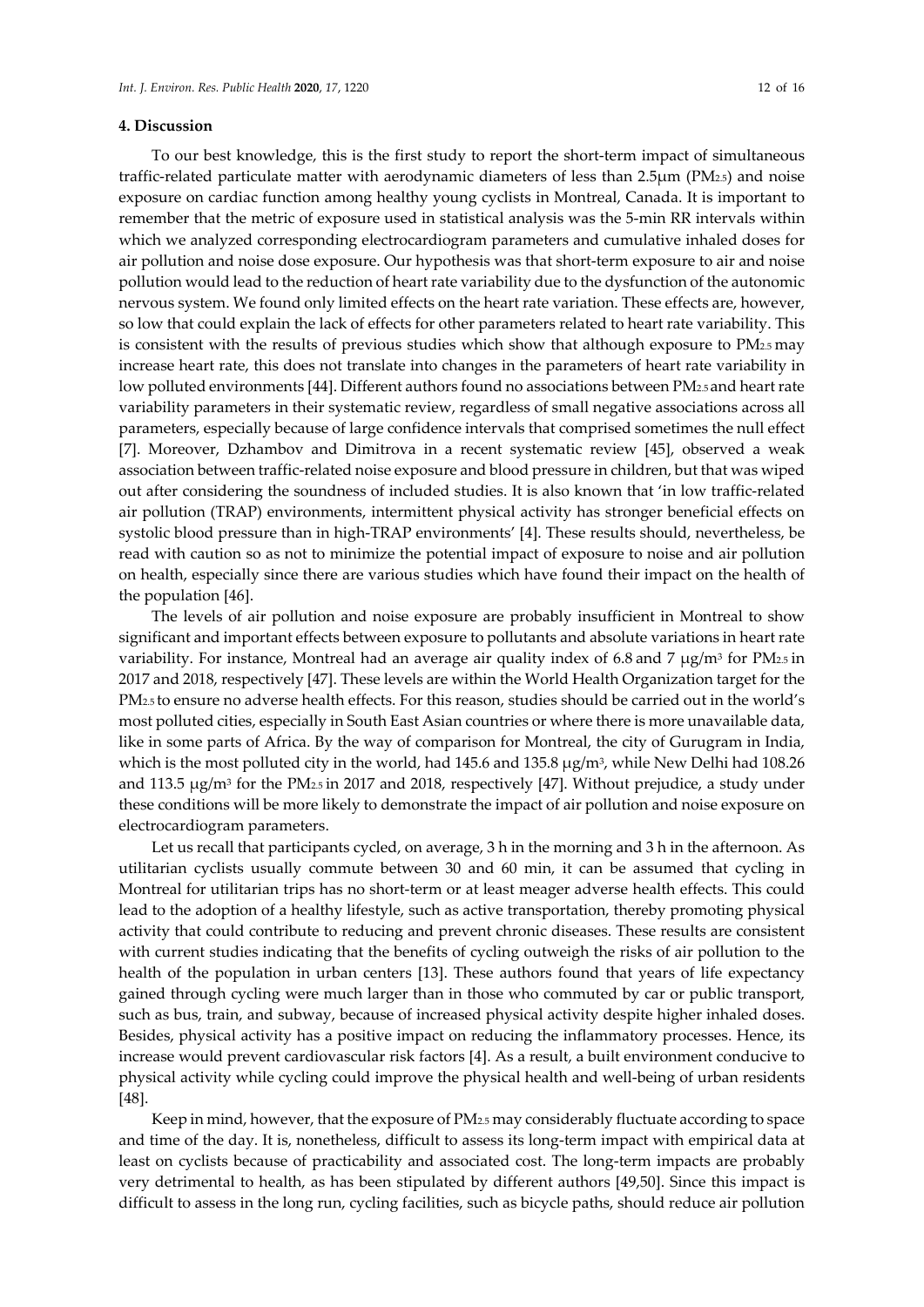## 4. Discussion

To our best knowledge, this is the first study to report the short-term impact of simultaneous traffic-related particulate matter with aerodynamic diameters of less than 2.5μm ($PM_{2.5}$) and noise exposure on cardiac function among healthy young cyclists in Montreal, Canada. It is important to remember that the metric of exposure used in statistical analysis was the 5-min RR intervals within which we analyzed corresponding electrocardiogram parameters and cumulative inhaled doses for air pollution and noise dose exposure. Our hypothesis was that short-term exposure to air and noise pollution would lead to the reduction of heart rate variability due to the dysfunction of the autonomic nervous system. We found only limited effects on the heart rate variation. These effects are, however, so low that could explain the lack of effects for other parameters related to heart rate variability. This is consistent with the results of previous studies which show that although exposure to $PM_{2.5}$ may increase heart rate, this does not translate into changes in the parameters of heart rate variability in low polluted environments [44]. Different authors found no associations between $PM_{2.5}$ and heart rate variability parameters in their systematic review, regardless of small negative associations across all parameters, especially because of large confidence intervals that comprised sometimes the null effect [7]. Moreover, Dzhambov and Dimitrova in a recent systematic review [45], observed a weak association between traffic-related noise exposure and blood pressure in children, but that was wiped out after considering the soundness of included studies. It is also known that 'in low traffic-related air pollution (TRAP) environments, intermittent physical activity has stronger beneficial effects on systolic blood pressure than in high-TRAP environments' [4]. These results should, nevertheless, be read with caution so as not to minimize the potential impact of exposure to noise and air pollution on health, especially since there are various studies which have found their impact on the health of the population [46].

The levels of air pollution and noise exposure are probably insufficient in Montreal to show significant and important effects between exposure to pollutants and absolute variations in heart rate variability. For instance, Montreal had an average air quality index of 6.8 and 7 μg/m$^3$ for $PM_{2.5}$ in 2017 and 2018, respectively [47]. These levels are within the World Health Organization target for the $PM_{2.5}$ to ensure no adverse health effects. For this reason, studies should be carried out in the world's most polluted cities, especially in South East Asian countries or where there is more unavailable data, like in some parts of Africa. By the way of comparison for Montreal, the city of Gurugram in India, which is the most polluted city in the world, had 145.6 and 135.8 μg/m$^3$, while New Delhi had 108.26 and 113.5 μg/m$^3$ for the $PM_{2.5}$ in 2017 and 2018, respectively [47]. Without prejudice, a study under these conditions will be more likely to demonstrate the impact of air pollution and noise exposure on electrocardiogram parameters.

Let us recall that participants cycled, on average, 3 h in the morning and 3 h in the afternoon. As utilitarian cyclists usually commute between 30 and 60 min, it can be assumed that cycling in Montreal for utilitarian trips has no short-term or at least meager adverse health effects. This could lead to the adoption of a healthy lifestyle, such as active transportation, thereby promoting physical activity that could contribute to reducing and prevent chronic diseases. These results are consistent with current studies indicating that the benefits of cycling outweigh the risks of air pollution to the health of the population in urban centers [13]. These authors found that years of life expectancy gained through cycling were much larger than in those who commuted by car or public transport, such as bus, train, and subway, because of increased physical activity despite higher inhaled doses. Besides, physical activity has a positive impact on reducing the inflammatory processes. Hence, its increase would prevent cardiovascular risk factors [4]. As a result, a built environment conducive to physical activity while cycling could improve the physical health and well-being of urban residents [48].

Keep in mind, however, that the exposure of $PM_{2.5}$ may considerably fluctuate according to space and time of the day. It is, nonetheless, difficult to assess its long-term impact with empirical data at least on cyclists because of practicability and associated cost. The long-term impacts are probably very detrimental to health, as has been stipulated by different authors [49,50]. Since this impact is difficult to assess in the long run, cycling facilities, such as bicycle paths, should reduce air pollution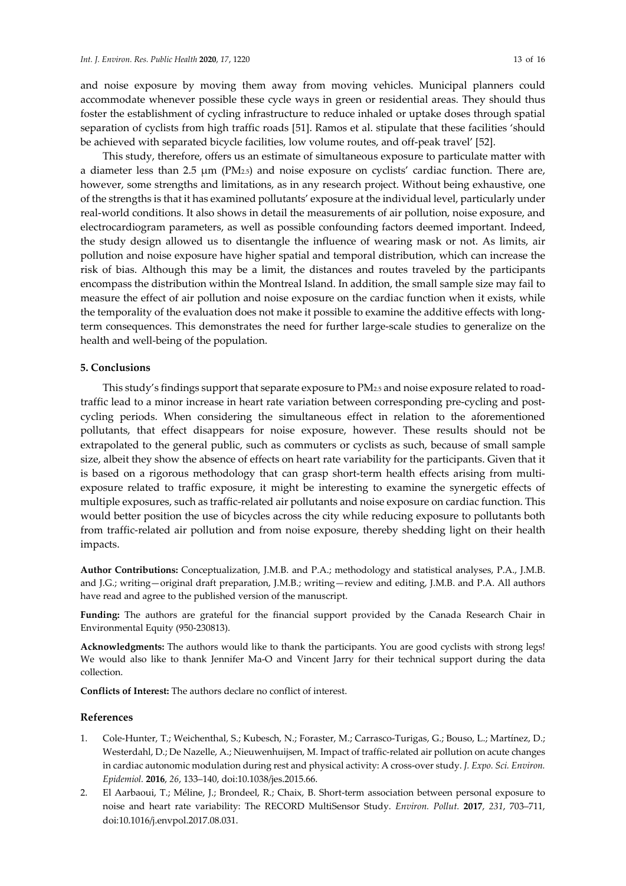and noise exposure by moving them away from moving vehicles. Municipal planners could accommodate whenever possible these cycle ways in green or residential areas. They should thus foster the establishment of cycling infrastructure to reduce inhaled or uptake doses through spatial separation of cyclists from high traffic roads [51]. Ramos et al. stipulate that these facilities 'should be achieved with separated bicycle facilities, low volume routes, and off-peak travel' [52].

This study, therefore, offers us an estimate of simultaneous exposure to particulate matter with a diameter less than 2.5 μm ($PM_{2.5}$) and noise exposure on cyclists' cardiac function. There are, however, some strengths and limitations, as in any research project. Without being exhaustive, one of the strengths is that it has examined pollutants' exposure at the individual level, particularly under real-world conditions. It also shows in detail the measurements of air pollution, noise exposure, and electrocardiogram parameters, as well as possible confounding factors deemed important. Indeed, the study design allowed us to disentangle the influence of wearing mask or not. As limits, air pollution and noise exposure have higher spatial and temporal distribution, which can increase the risk of bias. Although this may be a limit, the distances and routes traveled by the participants encompass the distribution within the Montreal Island. In addition, the small sample size may fail to measure the effect of air pollution and noise exposure on the cardiac function when it exists, while the temporality of the evaluation does not make it possible to examine the additive effects with long-term consequences. This demonstrates the need for further large-scale studies to generalize on the health and well-being of the population.

## 5. Conclusions

This study's findings support that separate exposure to $PM_{2.5}$ and noise exposure related to road-traffic lead to a minor increase in heart rate variation between corresponding pre-cycling and post-cycling periods. When considering the simultaneous effect in relation to the aforementioned pollutants, that effect disappears for noise exposure, however. These results should not be extrapolated to the general public, such as commuters or cyclists as such, because of small sample size, albeit they show the absence of effects on heart rate variability for the participants. Given that it is based on a rigorous methodology that can grasp short-term health effects arising from multi-exposure related to traffic exposure, it might be interesting to examine the synergetic effects of multiple exposures, such as traffic-related air pollutants and noise exposure on cardiac function. This would better position the use of bicycles across the city while reducing exposure to pollutants both from traffic-related air pollution and from noise exposure, thereby shedding light on their health impacts.

**Author Contributions:** Conceptualization, J.M.B. and P.A.; methodology and statistical analyses, P.A., J.M.B. and J.G.; writing—original draft preparation, J.M.B.; writing—review and editing, J.M.B. and P.A. All authors have read and agree to the published version of the manuscript.

**Funding:** The authors are grateful for the financial support provided by the Canada Research Chair in Environmental Equity (950-230813).

**Acknowledgments:** The authors would like to thank the participants. You are good cyclists with strong legs! We would also like to thank Jennifer Ma-O and Vincent Jarry for their technical support during the data collection.

**Conflicts of Interest:** The authors declare no conflict of interest.

## References

1. Cole-Hunter, T.; Weichenthal, S.; Kubesch, N.; Foraster, M.; Carrasco-Turigas, G.; Bouso, L.; Martínez, D.; Westerdahl, D.; De Nazelle, A.; Nieuwenhuijsen, M. Impact of traffic-related air pollution on acute changes in cardiac autonomic modulation during rest and physical activity: A cross-over study. *J. Expo. Sci. Environ. Epidemiol.* **2016**, *26*, 133–140, doi:10.1038/jes.2015.66.
2. El Aarbaoui, T.; Méline, J.; Brondeel, R.; Chaix, B. Short-term association between personal exposure to noise and heart rate variability: The RECORD MultiSensor Study. *Environ. Pollut.* **2017**, *231*, 703–711, doi:10.1016/j.envpol.2017.08.031.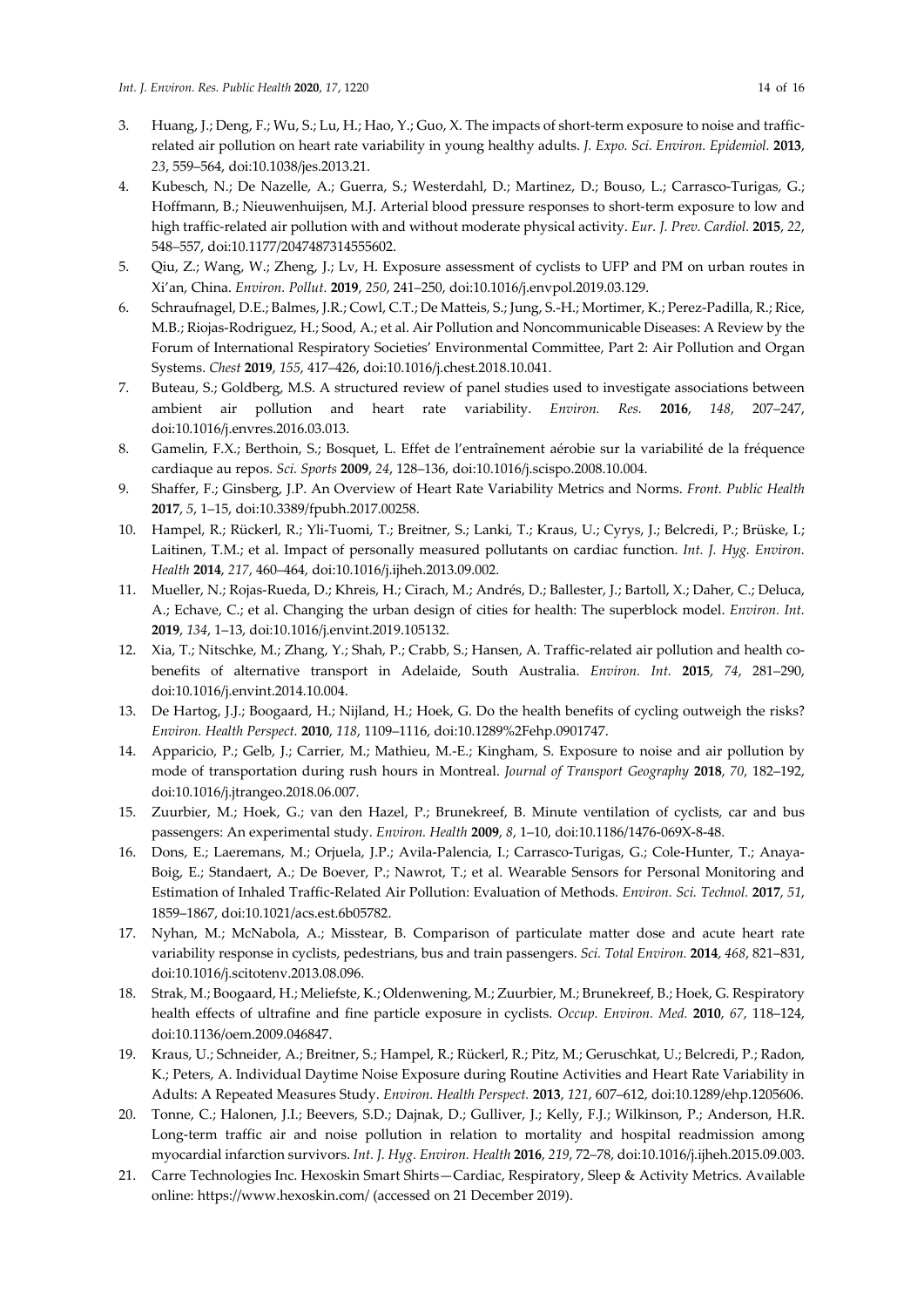3. Huang, J.; Deng, F.; Wu, S.; Lu, H.; Hao, Y.; Guo, X. The impacts of short-term exposure to noise and traffic-related air pollution on heart rate variability in young healthy adults. *J. Expo. Sci. Environ. Epidemiol.* **2013**, *23*, 559–564, doi:10.1038/jes.2013.21.
4. Kubesch, N.; De Nazelle, A.; Guerra, S.; Westerdahl, D.; Martinez, D.; Bouso, L.; Carrasco-Turigas, G.; Hoffmann, B.; Nieuwenhuijsen, M.J. Arterial blood pressure responses to short-term exposure to low and high traffic-related air pollution with and without moderate physical activity. *Eur. J. Prev. Cardiol.* **2015**, *22*, 548–557, doi:10.1177/2047487314555602.
5. Qiu, Z.; Wang, W.; Zheng, J.; Lv, H. Exposure assessment of cyclists to UFP and PM on urban routes in Xi'an, China. *Environ. Pollut.* **2019**, *250*, 241–250, doi:10.1016/j.envpol.2019.03.129.
6. Schraufnagel, D.E.; Balmes, J.R.; Cowl, C.T.; De Matteis, S.; Jung, S.-H.; Mortimer, K.; Perez-Padilla, R.; Rice, M.B.; Riojas-Rodriguez, H.; Sood, A.; et al. Air Pollution and Noncommunicable Diseases: A Review by the Forum of International Respiratory Societies' Environmental Committee, Part 2: Air Pollution and Organ Systems. *Chest* **2019**, *155*, 417–426, doi:10.1016/j.chest.2018.10.041.
7. Buteau, S.; Goldberg, M.S. A structured review of panel studies used to investigate associations between ambient air pollution and heart rate variability. *Environ. Res.* **2016**, *148*, 207–247, doi:10.1016/j.envres.2016.03.013.
8. Gamelin, F.X.; Berthoin, S.; Bosquet, L. Effet de l'entraînement aérobie sur la variabilité de la fréquence cardiaque au repos. *Sci. Sports* **2009**, *24*, 128–136, doi:10.1016/j.scispo.2008.10.004.
9. Shaffer, F.; Ginsberg, J.P. An Overview of Heart Rate Variability Metrics and Norms. *Front. Public Health* **2017**, *5*, 1–15, doi:10.3389/fpubh.2017.00258.
10. Hampel, R.; Rückerl, R.; Yli-Tuomi, T.; Breitner, S.; Lanki, T.; Kraus, U.; Cyrys, J.; Belcredi, P.; Brüske, I.; Laitinen, T.M.; et al. Impact of personally measured pollutants on cardiac function. *Int. J. Hyg. Environ. Health* **2014**, *217*, 460–464, doi:10.1016/j.ijheh.2013.09.002.
11. Mueller, N.; Rojas-Rueda, D.; Khreis, H.; Cirach, M.; Andrés, D.; Ballester, J.; Bartoll, X.; Daher, C.; Deluca, A.; Echave, C.; et al. Changing the urban design of cities for health: The superblock model. *Environ. Int.* **2019**, *134*, 1–13, doi:10.1016/j.envint.2019.105132.
12. Xia, T.; Nitschke, M.; Zhang, Y.; Shah, P.; Crabb, S.; Hansen, A. Traffic-related air pollution and health co-benefits of alternative transport in Adelaide, South Australia. *Environ. Int.* **2015**, *74*, 281–290, doi:10.1016/j.envint.2014.10.004.
13. De Hartog, J.J.; Boogaard, H.; Nijland, H.; Hoek, G. Do the health benefits of cycling outweigh the risks? *Environ. Health Perspect.* **2010**, *118*, 1109–1116, doi:10.1289%2Fehp.0901747.
14. Apparicio, P.; Gelb, J.; Carrier, M.; Mathieu, M.-E.; Kingham, S. Exposure to noise and air pollution by mode of transportation during rush hours in Montreal. *Journal of Transport Geography* **2018**, *70*, 182–192, doi:10.1016/j.jtrangeo.2018.06.007.
15. Zuurbier, M.; Hoek, G.; van den Hazel, P.; Brunekreef, B. Minute ventilation of cyclists, car and bus passengers: An experimental study. *Environ. Health* **2009**, *8*, 1–10, doi:10.1186/1476-069X-8-48.
16. Dons, E.; Laeremans, M.; Orjuela, J.P.; Avila-Palencia, I.; Carrasco-Turigas, G.; Cole-Hunter, T.; Anaya-Boig, E.; Standaert, A.; De Boever, P.; Nawrot, T.; et al. Wearable Sensors for Personal Monitoring and Estimation of Inhaled Traffic-Related Air Pollution: Evaluation of Methods. *Environ. Sci. Technol.* **2017**, *51*, 1859–1867, doi:10.1021/acs.est.6b05782.
17. Nyhan, M.; McNabola, A.; Misstear, B. Comparison of particulate matter dose and acute heart rate variability response in cyclists, pedestrians, bus and train passengers. *Sci. Total Environ.* **2014**, *468*, 821–831, doi:10.1016/j.scitotenv.2013.08.096.
18. Strak, M.; Boogaard, H.; Meliefste, K.; Oldenwening, M.; Zuurbier, M.; Brunekreef, B.; Hoek, G. Respiratory health effects of ultrafine and fine particle exposure in cyclists. *Occup. Environ. Med.* **2010**, *67*, 118–124, doi:10.1136/oem.2009.046847.
19. Kraus, U.; Schneider, A.; Breitner, S.; Hampel, R.; Rückerl, R.; Pitz, M.; Geruschkat, U.; Belcredi, P.; Radon, K.; Peters, A. Individual Daytime Noise Exposure during Routine Activities and Heart Rate Variability in Adults: A Repeated Measures Study. *Environ. Health Perspect.* **2013**, *121*, 607–612, doi:10.1289/ehp.1205606.
20. Tonne, C.; Halonen, J.I.; Beevers, S.D.; Dajnak, D.; Gulliver, J.; Kelly, F.J.; Wilkinson, P.; Anderson, H.R. Long-term traffic air and noise pollution in relation to mortality and hospital readmission among myocardial infarction survivors. *Int. J. Hyg. Environ. Health* **2016**, *219*, 72–78, doi:10.1016/j.ijheh.2015.09.003.
21. Carre Technologies Inc. Hexoskin Smart Shirts—Cardiac, Respiratory, Sleep & Activity Metrics. Available online: https://www.hexoskin.com/ (accessed on 21 December 2019).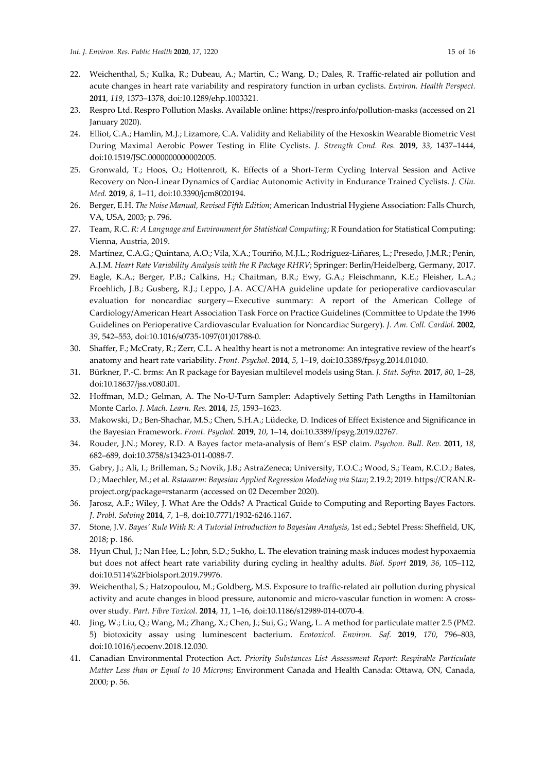22. Weichenthal, S.; Kulka, R.; Dubeau, A.; Martin, C.; Wang, D.; Dales, R. Traffic-related air pollution and acute changes in heart rate variability and respiratory function in urban cyclists. *Environ. Health Perspect.* **2011**, *119*, 1373–1378, doi:10.1289/ehp.1003321.
23. Respro Ltd. Respro Pollution Masks. Available online: https://respro.info/pollution-masks (accessed on 21 January 2020).
24. Elliot, C.A.; Hamlin, M.J.; Lizamore, C.A. Validity and Reliability of the Hexoskin Wearable Biometric Vest During Maximal Aerobic Power Testing in Elite Cyclists. *J. Strength Cond. Res.* **2019**, *33*, 1437–1444, doi:10.1519/JSC.0000000000002005.
25. Gronwald, T.; Hoos, O.; Hottenrott, K. Effects of a Short-Term Cycling Interval Session and Active Recovery on Non-Linear Dynamics of Cardiac Autonomic Activity in Endurance Trained Cyclists. *J. Clin. Med.* **2019**, *8*, 1–11, doi:10.3390/jcm8020194.
26. Berger, E.H. *The Noise Manual, Revised Fifth Edition*; American Industrial Hygiene Association: Falls Church, VA, USA, 2003; p. 796.
27. Team, R.C. *R: A Language and Environment for Statistical Computing*; R Foundation for Statistical Computing: Vienna, Austria, 2019.
28. Martínez, C.A.G.; Quintana, A.O.; Vila, X.A.; Touriño, M.J.L.; Rodríguez-Liñares, L.; Presedo, J.M.R.; Penín, A.J.M. *Heart Rate Variability Analysis with the R Package RHRV*; Springer: Berlin/Heidelberg, Germany, 2017.
29. Eagle, K.A.; Berger, P.B.; Calkins, H.; Chaitman, B.R.; Ewy, G.A.; Fleischmann, K.E.; Fleisher, L.A.; Froehlich, J.B.; Gusberg, R.J.; Leppo, J.A. ACC/AHA guideline update for perioperative cardiovascular evaluation for noncardiac surgery—Executive summary: A report of the American College of Cardiology/American Heart Association Task Force on Practice Guidelines (Committee to Update the 1996 Guidelines on Perioperative Cardiovascular Evaluation for Noncardiac Surgery). *J. Am. Coll. Cardiol.* **2002**, *39*, 542–553, doi:10.1016/s0735-1097(01)01788-0.
30. Shaffer, F.; McCraty, R.; Zerr, C.L. A healthy heart is not a metronome: An integrative review of the heart's anatomy and heart rate variability. *Front. Psychol.* **2014**, *5*, 1–19, doi:10.3389/fpsyg.2014.01040.
31. Bürkner, P.-C. brms: An R package for Bayesian multilevel models using Stan. *J. Stat. Softw.* **2017**, *80*, 1–28, doi:10.18637/jss.v080.i01.
32. Hoffman, M.D.; Gelman, A. The No-U-Turn Sampler: Adaptively Setting Path Lengths in Hamiltonian Monte Carlo. *J. Mach. Learn. Res.* **2014**, *15*, 1593–1623.
33. Makowski, D.; Ben-Shachar, M.S.; Chen, S.H.A.; Lüdecke, D. Indices of Effect Existence and Significance in the Bayesian Framework. *Front. Psychol.* **2019**, *10*, 1–14, doi:10.3389/fpsyg.2019.02767.
34. Rouder, J.N.; Morey, R.D. A Bayes factor meta-analysis of Bem's ESP claim. *Psychon. Bull. Rev.* **2011**, *18*, 682–689, doi:10.3758/s13423-011-0088-7.
35. Gabry, J.; Ali, I.; Brilleman, S.; Novik, J.B.; AstraZeneca; University, T.O.C.; Wood, S.; Team, R.C.D.; Bates, D.; Maechler, M.; et al. *Rstanarm: Bayesian Applied Regression Modeling via Stan*; 2.19.2; 2019. https://CRAN.R-project.org/package=rstanarm (accessed on 02 December 2020).
36. Jarosz, A.F.; Wiley, J. What Are the Odds? A Practical Guide to Computing and Reporting Bayes Factors. *J. Probl. Solving* **2014**, *7*, 1–8, doi:10.7771/1932-6246.1167.
37. Stone, J.V. *Bayes' Rule With R: A Tutorial Introduction to Bayesian Analysis*, 1st ed.; Sebtel Press: Sheffield, UK, 2018; p. 186.
38. Hyun Chul, J.; Nan Hee, L.; John, S.D.; Sukho, L. The elevation training mask induces modest hypoxaemia but does not affect heart rate variability during cycling in healthy adults. *Biol. Sport* **2019**, *36*, 105–112, doi:10.5114%2Fbiolsport.2019.79976.
39. Weichenthal, S.; Hatzopoulou, M.; Goldberg, M.S. Exposure to traffic-related air pollution during physical activity and acute changes in blood pressure, autonomic and micro-vascular function in women: A cross-over study. *Part. Fibre Toxicol.* **2014**, *11*, 1–16, doi:10.1186/s12989-014-0070-4.
40. Jing, W.; Liu, Q.; Wang, M.; Zhang, X.; Chen, J.; Sui, G.; Wang, L. A method for particulate matter 2.5 (PM2. 5) biotoxicity assay using luminescent bacterium. *Ecotoxicol. Environ. Saf.* **2019**, *170*, 796–803, doi:10.1016/j.ecoenv.2018.12.030.
41. Canadian Environmental Protection Act. *Priority Substances List Assessment Report: Respirable Particulate Matter Less than or Equal to 10 Microns*; Environment Canada and Health Canada: Ottawa, ON, Canada, 2000; p. 56.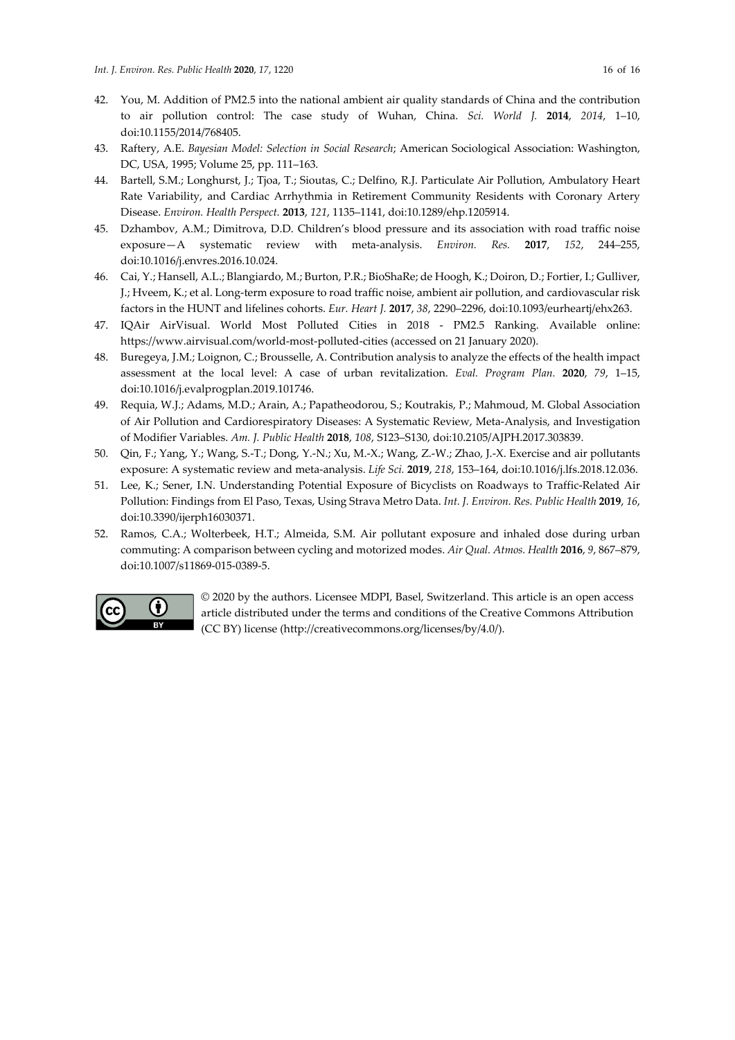42. You, M. Addition of PM2.5 into the national ambient air quality standards of China and the contribution to air pollution control: The case study of Wuhan, China. *Sci. World J.* **2014**, *2014*, 1–10, doi:10.1155/2014/768405.
43. Raftery, A.E. *Bayesian Model: Selection in Social Research*; American Sociological Association: Washington, DC, USA, 1995; Volume 25, pp. 111–163.
44. Bartell, S.M.; Longhurst, J.; Tjoa, T.; Sioutas, C.; Delfino, R.J. Particulate Air Pollution, Ambulatory Heart Rate Variability, and Cardiac Arrhythmia in Retirement Community Residents with Coronary Artery Disease. *Environ. Health Perspect.* **2013**, *121*, 1135–1141, doi:10.1289/ehp.1205914.
45. Dzhambov, A.M.; Dimitrova, D.D. Children's blood pressure and its association with road traffic noise exposure—A systematic review with meta-analysis. *Environ. Res.* **2017**, *152*, 244–255, doi:10.1016/j.envres.2016.10.024.
46. Cai, Y.; Hansell, A.L.; Blangiardo, M.; Burton, P.R.; BioShaRe; de Hoogh, K.; Doiron, D.; Fortier, I.; Gulliver, J.; Hveem, K.; et al. Long-term exposure to road traffic noise, ambient air pollution, and cardiovascular risk factors in the HUNT and lifelines cohorts. *Eur. Heart J.* **2017**, *38*, 2290–2296, doi:10.1093/eurheartj/ehx263.
47. IQAir AirVisual. World Most Polluted Cities in 2018 - PM2.5 Ranking. Available online: https://www.airvisual.com/world-most-polluted-cities (accessed on 21 January 2020).
48. Buregeya, J.M.; Loignon, C.; Brousselle, A. Contribution analysis to analyze the effects of the health impact assessment at the local level: A case of urban revitalization. *Eval. Program Plan.* **2020**, *79*, 1–15, doi:10.1016/j.evalprogplan.2019.101746.
49. Requia, W.J.; Adams, M.D.; Arain, A.; Papatheodorou, S.; Koutrakis, P.; Mahmoud, M. Global Association of Air Pollution and Cardiorespiratory Diseases: A Systematic Review, Meta-Analysis, and Investigation of Modifier Variables. *Am. J. Public Health* **2018**, *108*, S123–S130, doi:10.2105/AJPH.2017.303839.
50. Qin, F.; Yang, Y.; Wang, S.-T.; Dong, Y.-N.; Xu, M.-X.; Wang, Z.-W.; Zhao, J.-X. Exercise and air pollutants exposure: A systematic review and meta-analysis. *Life Sci.* **2019**, *218*, 153–164, doi:10.1016/j.lfs.2018.12.036.
51. Lee, K.; Sener, I.N. Understanding Potential Exposure of Bicyclists on Roadways to Traffic-Related Air Pollution: Findings from El Paso, Texas, Using Strava Metro Data. *Int. J. Environ. Res. Public Health* **2019**, *16*, doi:10.3390/ijerph16030371.
52. Ramos, C.A.; Wolterbeek, H.T.; Almeida, S.M. Air pollutant exposure and inhaled dose during urban commuting: A comparison between cycling and motorized modes. *Air Qual. Atmos. Health* **2016**, *9*, 867–879, doi:10.1007/s11869-015-0389-5.

© 2020 by the authors. Licensee MDPI, Basel, Switzerland. This article is an open access article distributed under the terms and conditions of the Creative Commons Attribution (CC BY) license (http://creativecommons.org/licenses/by/4.0/).